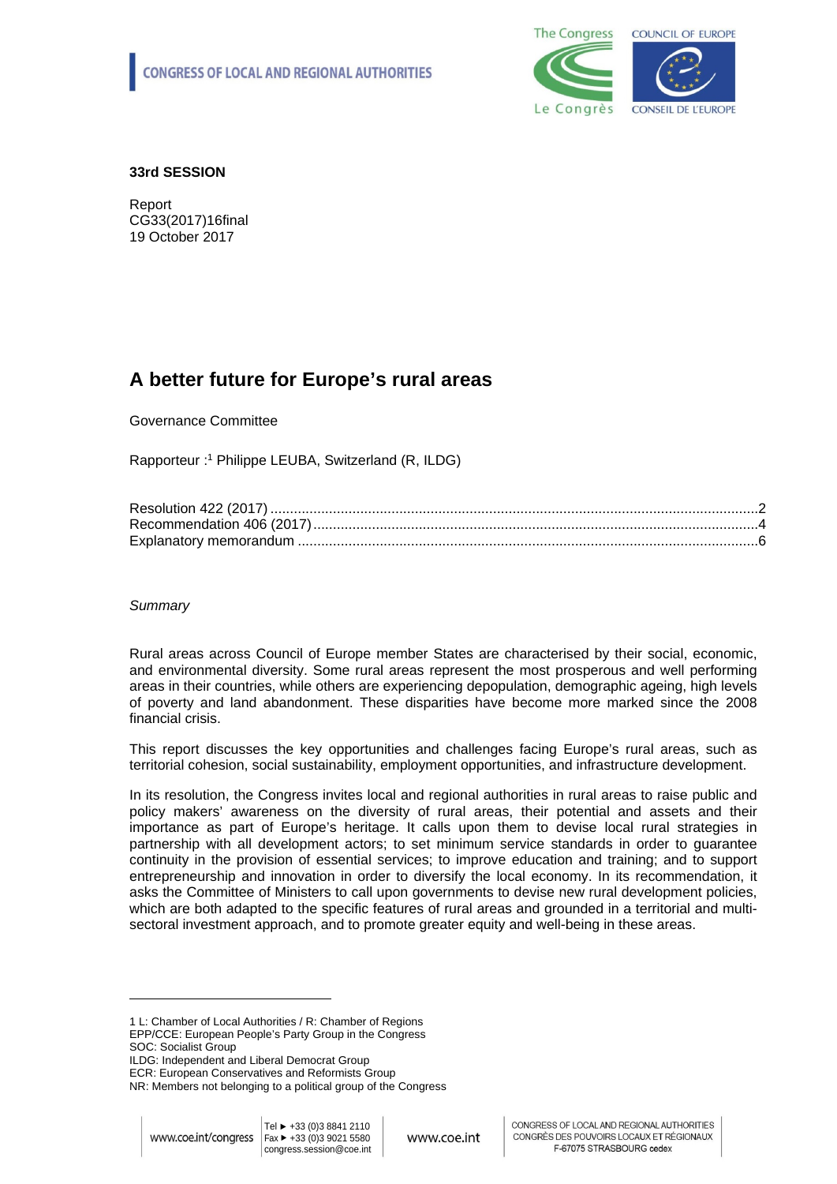CONGRESS OF LOCAL AND REGIONAL AUTHORITIES

**33rd SESSION**

Report
CG33(2017)16final
19 October 2017

# A better future for Europe's rural areas

Governance Committee

Rapporteur :[1] Philippe LEUBA, Switzerland (R, ILDG)

Resolution 422 (2017) ....................2
Recommendation 406 (2017) ....................4
Explanatory memorandum ....................6

*Summary*

Rural areas across Council of Europe member States are characterised by their social, economic, and environmental diversity. Some rural areas represent the most prosperous and well performing areas in their countries, while others are experiencing depopulation, demographic ageing, high levels of poverty and land abandonment. These disparities have become more marked since the 2008 financial crisis.

This report discusses the key opportunities and challenges facing Europe's rural areas, such as territorial cohesion, social sustainability, employment opportunities, and infrastructure development.

In its resolution, the Congress invites local and regional authorities in rural areas to raise public and policy makers' awareness on the diversity of rural areas, their potential and assets and their importance as part of Europe's heritage. It calls upon them to devise local rural strategies in partnership with all development actors; to set minimum service standards in order to guarantee continuity in the provision of essential services; to improve education and training; and to support entrepreneurship and innovation in order to diversify the local economy. In its recommendation, it asks the Committee of Ministers to call upon governments to devise new rural development policies, which are both adapted to the specific features of rural areas and grounded in a territorial and multi-sectoral investment approach, and to promote greater equity and well-being in these areas.

---

1 L: Chamber of Local Authorities / R: Chamber of Regions
EPP/CCE: European People's Party Group in the Congress
SOC: Socialist Group
ILDG: Independent and Liberal Democrat Group
ECR: European Conservatives and Reformists Group
NR: Members not belonging to a political group of the Congress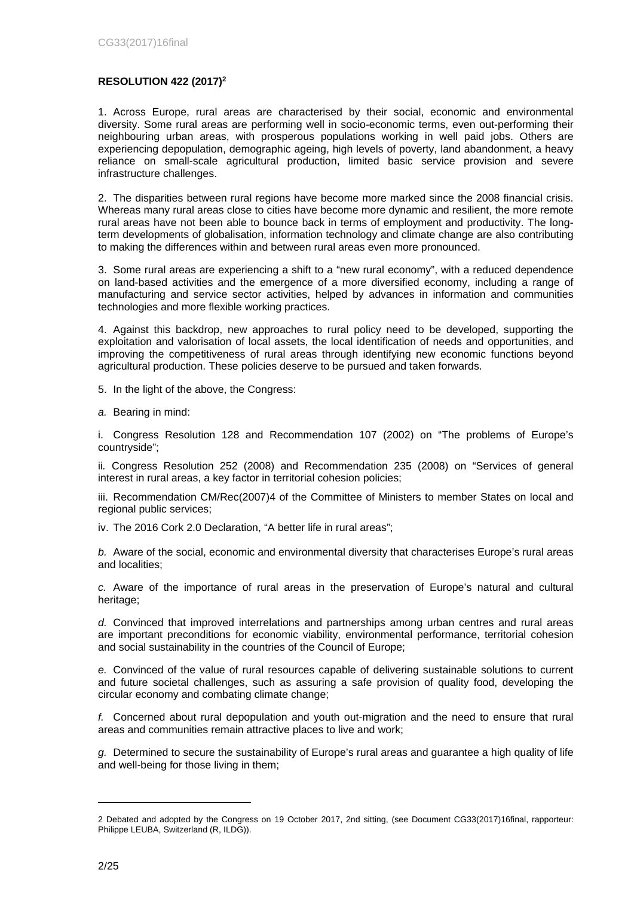**RESOLUTION 422 (2017)[2]**

1. Across Europe, rural areas are characterised by their social, economic and environmental diversity. Some rural areas are performing well in socio-economic terms, even out-performing their neighbouring urban areas, with prosperous populations working in well paid jobs. Others are experiencing depopulation, demographic ageing, high levels of poverty, land abandonment, a heavy reliance on small-scale agricultural production, limited basic service provision and severe infrastructure challenges.

2. The disparities between rural regions have become more marked since the 2008 financial crisis. Whereas many rural areas close to cities have become more dynamic and resilient, the more remote rural areas have not been able to bounce back in terms of employment and productivity. The long-term developments of globalisation, information technology and climate change are also contributing to making the differences within and between rural areas even more pronounced.

3. Some rural areas are experiencing a shift to a "new rural economy", with a reduced dependence on land-based activities and the emergence of a more diversified economy, including a range of manufacturing and service sector activities, helped by advances in information and communities technologies and more flexible working practices.

4. Against this backdrop, new approaches to rural policy need to be developed, supporting the exploitation and valorisation of local assets, the local identification of needs and opportunities, and improving the competitiveness of rural areas through identifying new economic functions beyond agricultural production. These policies deserve to be pursued and taken forwards.

5. In the light of the above, the Congress:

*a.* Bearing in mind:

i. Congress Resolution 128 and Recommendation 107 (2002) on "The problems of Europe's countryside";

ii. Congress Resolution 252 (2008) and Recommendation 235 (2008) on "Services of general interest in rural areas, a key factor in territorial cohesion policies;

iii. Recommendation CM/Rec(2007)4 of the Committee of Ministers to member States on local and regional public services;

iv. The 2016 Cork 2.0 Declaration, "A better life in rural areas";

*b.* Aware of the social, economic and environmental diversity that characterises Europe's rural areas and localities;

*c.* Aware of the importance of rural areas in the preservation of Europe's natural and cultural heritage;

*d.* Convinced that improved interrelations and partnerships among urban centres and rural areas are important preconditions for economic viability, environmental performance, territorial cohesion and social sustainability in the countries of the Council of Europe;

*e.* Convinced of the value of rural resources capable of delivering sustainable solutions to current and future societal challenges, such as assuring a safe provision of quality food, developing the circular economy and combating climate change;

*f.* Concerned about rural depopulation and youth out-migration and the need to ensure that rural areas and communities remain attractive places to live and work;

*g.* Determined to secure the sustainability of Europe's rural areas and guarantee a high quality of life and well-being for those living in them;

---

2 Debated and adopted by the Congress on 19 October 2017, 2nd sitting, (see Document CG33(2017)16final, rapporteur: Philippe LEUBA, Switzerland (R, ILDG)).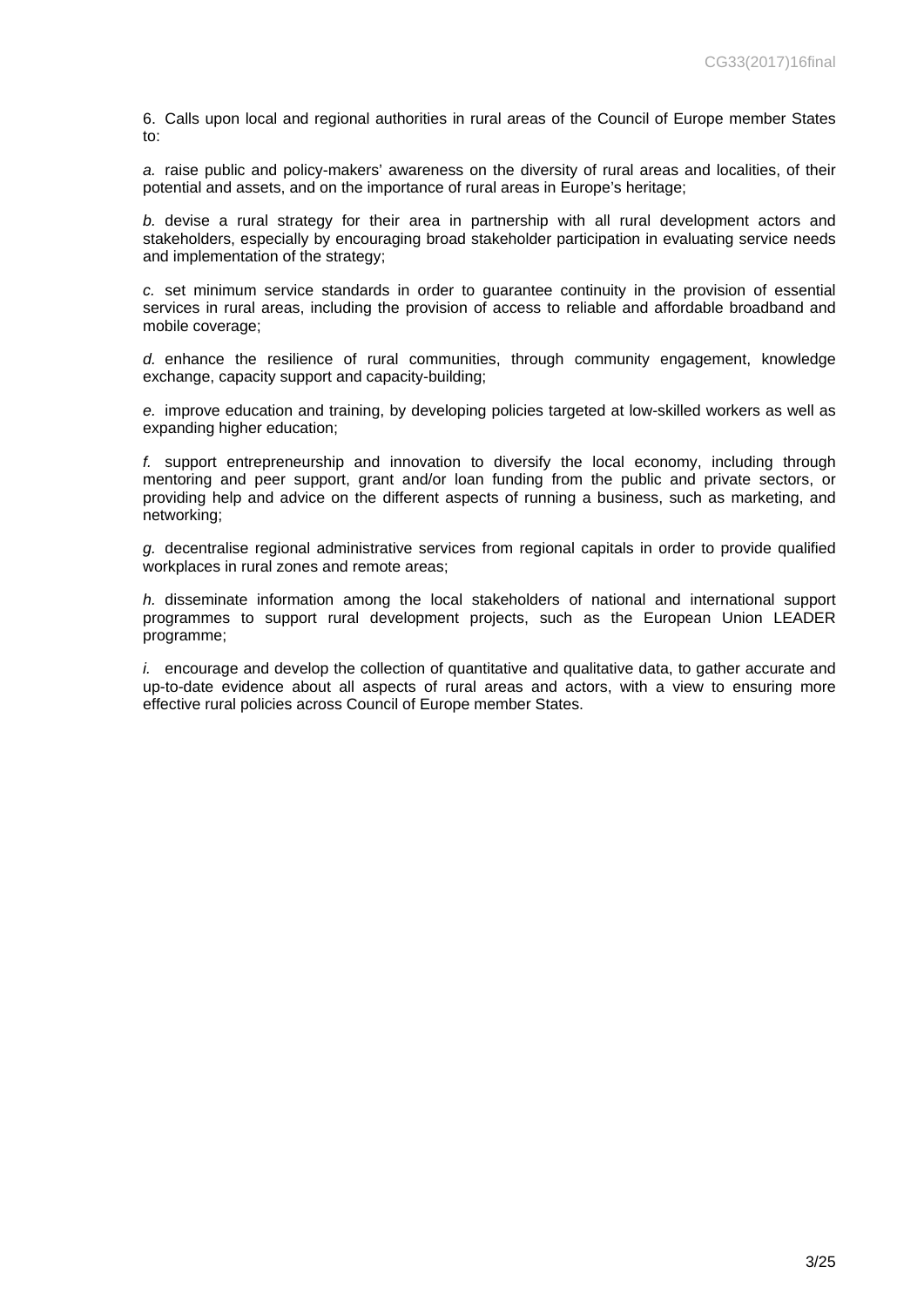6. Calls upon local and regional authorities in rural areas of the Council of Europe member States to:

*a.* raise public and policy-makers' awareness on the diversity of rural areas and localities, of their potential and assets, and on the importance of rural areas in Europe's heritage;

*b.* devise a rural strategy for their area in partnership with all rural development actors and stakeholders, especially by encouraging broad stakeholder participation in evaluating service needs and implementation of the strategy;

*c.* set minimum service standards in order to guarantee continuity in the provision of essential services in rural areas, including the provision of access to reliable and affordable broadband and mobile coverage;

*d.* enhance the resilience of rural communities, through community engagement, knowledge exchange, capacity support and capacity-building;

*e.* improve education and training, by developing policies targeted at low-skilled workers as well as expanding higher education;

*f.* support entrepreneurship and innovation to diversify the local economy, including through mentoring and peer support, grant and/or loan funding from the public and private sectors, or providing help and advice on the different aspects of running a business, such as marketing, and networking;

*g.* decentralise regional administrative services from regional capitals in order to provide qualified workplaces in rural zones and remote areas;

*h.* disseminate information among the local stakeholders of national and international support programmes to support rural development projects, such as the European Union LEADER programme;

*i.* encourage and develop the collection of quantitative and qualitative data, to gather accurate and up-to-date evidence about all aspects of rural areas and actors, with a view to ensuring more effective rural policies across Council of Europe member States.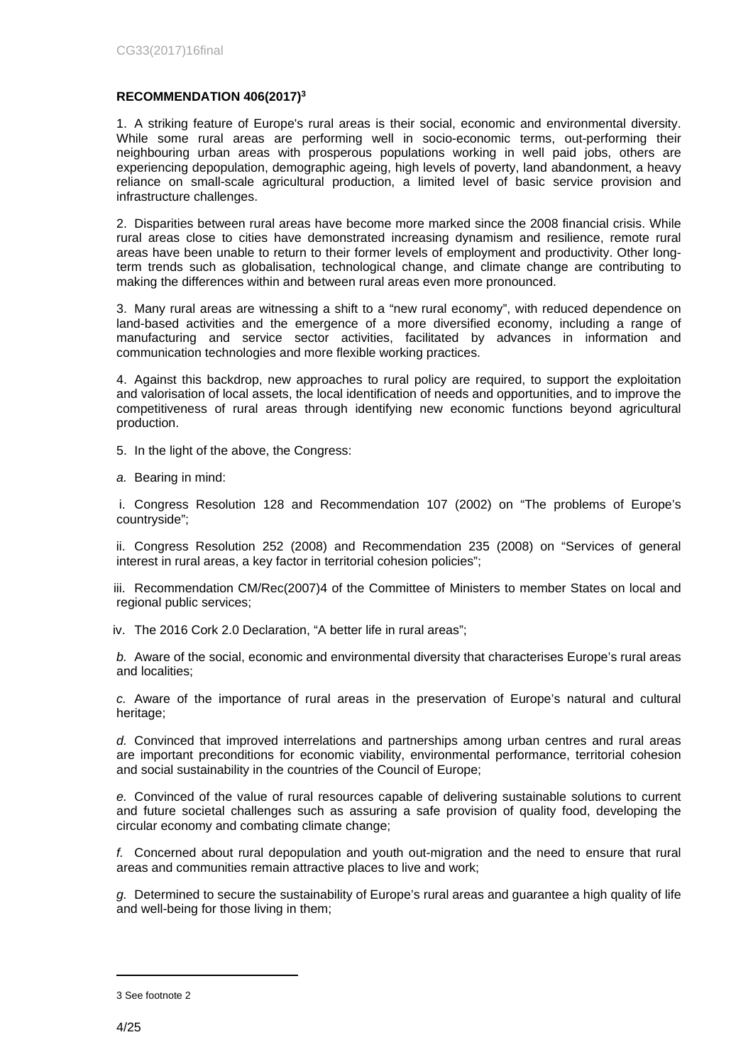**RECOMMENDATION 406(2017)[3]**

1. A striking feature of Europe's rural areas is their social, economic and environmental diversity. While some rural areas are performing well in socio-economic terms, out-performing their neighbouring urban areas with prosperous populations working in well paid jobs, others are experiencing depopulation, demographic ageing, high levels of poverty, land abandonment, a heavy reliance on small-scale agricultural production, a limited level of basic service provision and infrastructure challenges.

2. Disparities between rural areas have become more marked since the 2008 financial crisis. While rural areas close to cities have demonstrated increasing dynamism and resilience, remote rural areas have been unable to return to their former levels of employment and productivity. Other long-term trends such as globalisation, technological change, and climate change are contributing to making the differences within and between rural areas even more pronounced.

3. Many rural areas are witnessing a shift to a "new rural economy", with reduced dependence on land-based activities and the emergence of a more diversified economy, including a range of manufacturing and service sector activities, facilitated by advances in information and communication technologies and more flexible working practices.

4. Against this backdrop, new approaches to rural policy are required, to support the exploitation and valorisation of local assets, the local identification of needs and opportunities, and to improve the competitiveness of rural areas through identifying new economic functions beyond agricultural production.

5. In the light of the above, the Congress:

*a.* Bearing in mind:

i. Congress Resolution 128 and Recommendation 107 (2002) on "The problems of Europe's countryside";

ii. Congress Resolution 252 (2008) and Recommendation 235 (2008) on "Services of general interest in rural areas, a key factor in territorial cohesion policies";

iii. Recommendation CM/Rec(2007)4 of the Committee of Ministers to member States on local and regional public services;

iv. The 2016 Cork 2.0 Declaration, "A better life in rural areas";

*b.* Aware of the social, economic and environmental diversity that characterises Europe's rural areas and localities;

*c.* Aware of the importance of rural areas in the preservation of Europe's natural and cultural heritage;

*d.* Convinced that improved interrelations and partnerships among urban centres and rural areas are important preconditions for economic viability, environmental performance, territorial cohesion and social sustainability in the countries of the Council of Europe;

*e.* Convinced of the value of rural resources capable of delivering sustainable solutions to current and future societal challenges such as assuring a safe provision of quality food, developing the circular economy and combating climate change;

*f.* Concerned about rural depopulation and youth out-migration and the need to ensure that rural areas and communities remain attractive places to live and work;

*g.* Determined to secure the sustainability of Europe's rural areas and guarantee a high quality of life and well-being for those living in them;

---

3 See footnote 2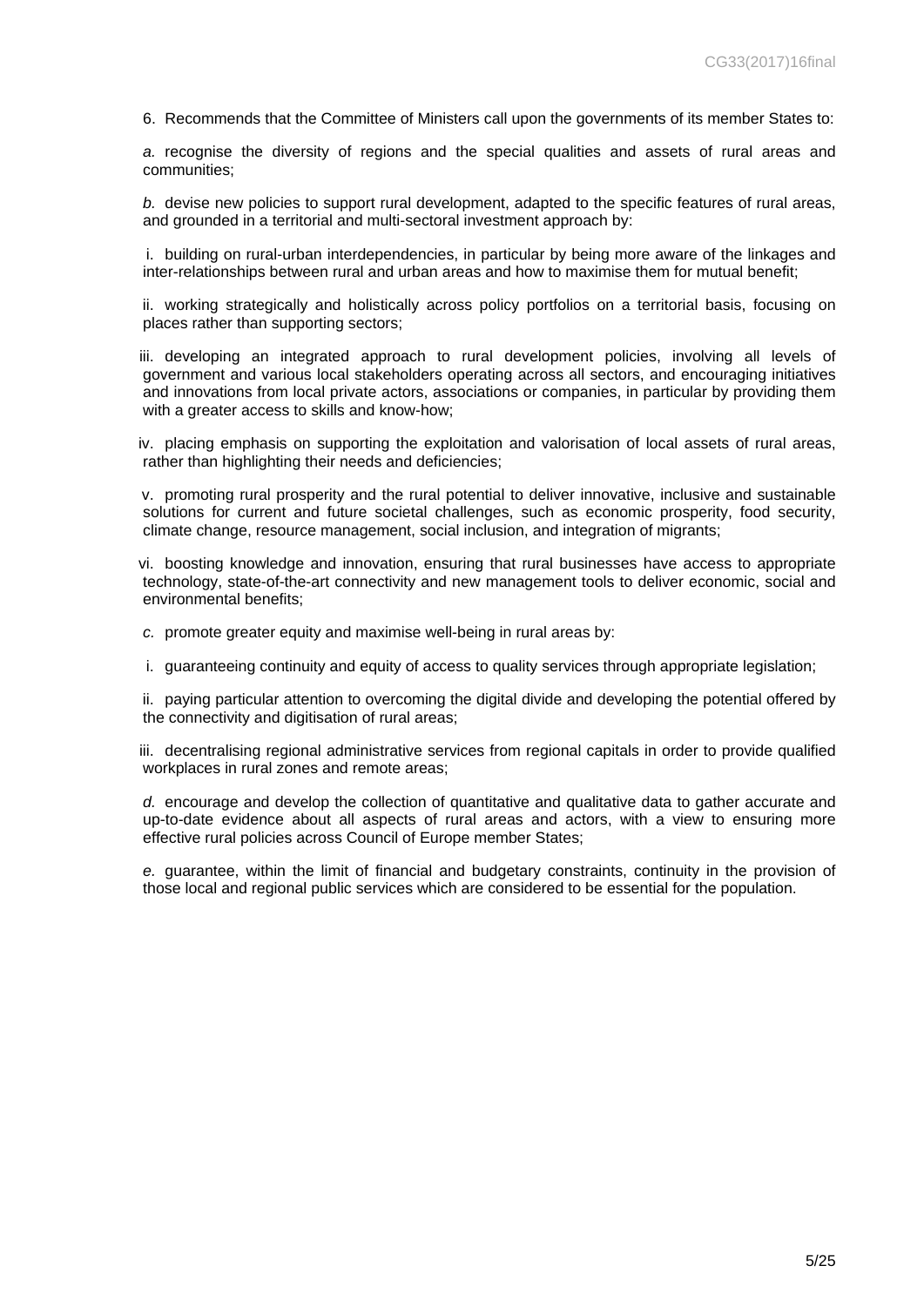6. Recommends that the Committee of Ministers call upon the governments of its member States to:

*a.* recognise the diversity of regions and the special qualities and assets of rural areas and communities;

*b.* devise new policies to support rural development, adapted to the specific features of rural areas, and grounded in a territorial and multi-sectoral investment approach by:

i. building on rural-urban interdependencies, in particular by being more aware of the linkages and inter-relationships between rural and urban areas and how to maximise them for mutual benefit;

ii. working strategically and holistically across policy portfolios on a territorial basis, focusing on places rather than supporting sectors;

iii. developing an integrated approach to rural development policies, involving all levels of government and various local stakeholders operating across all sectors, and encouraging initiatives and innovations from local private actors, associations or companies, in particular by providing them with a greater access to skills and know-how;

iv. placing emphasis on supporting the exploitation and valorisation of local assets of rural areas, rather than highlighting their needs and deficiencies;

v. promoting rural prosperity and the rural potential to deliver innovative, inclusive and sustainable solutions for current and future societal challenges, such as economic prosperity, food security, climate change, resource management, social inclusion, and integration of migrants;

vi. boosting knowledge and innovation, ensuring that rural businesses have access to appropriate technology, state-of-the-art connectivity and new management tools to deliver economic, social and environmental benefits;

*c.* promote greater equity and maximise well-being in rural areas by:

i. guaranteeing continuity and equity of access to quality services through appropriate legislation;

ii. paying particular attention to overcoming the digital divide and developing the potential offered by the connectivity and digitisation of rural areas;

iii. decentralising regional administrative services from regional capitals in order to provide qualified workplaces in rural zones and remote areas;

*d.* encourage and develop the collection of quantitative and qualitative data to gather accurate and up-to-date evidence about all aspects of rural areas and actors, with a view to ensuring more effective rural policies across Council of Europe member States;

*e.* guarantee, within the limit of financial and budgetary constraints, continuity in the provision of those local and regional public services which are considered to be essential for the population.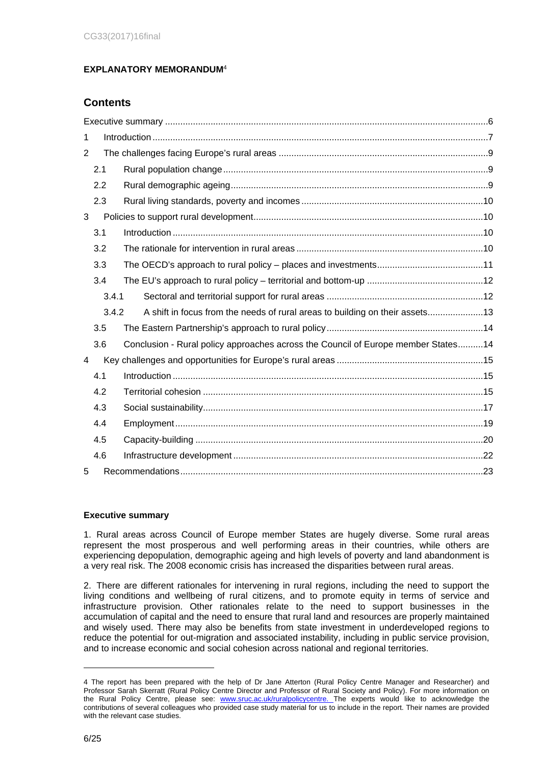**EXPLANATORY MEMORANDUM**[4]

## Contents

Executive summary ....6

1 Introduction ....7

2 The challenges facing Europe's rural areas ....9

- 2.1 Rural population change ....9
- 2.2 Rural demographic ageing ....9
- 2.3 Rural living standards, poverty and incomes ....10

3 Policies to support rural development ....10

- 3.1 Introduction ....10
- 3.2 The rationale for intervention in rural areas ....10
- 3.3 The OECD's approach to rural policy – places and investments ....11
- 3.4 The EU's approach to rural policy – territorial and bottom-up ....12
  - 3.4.1 Sectoral and territorial support for rural areas ....12
  - 3.4.2 A shift in focus from the needs of rural areas to building on their assets ....13
- 3.5 The Eastern Partnership's approach to rural policy ....14
- 3.6 Conclusion - Rural policy approaches across the Council of Europe member States ....14

4 Key challenges and opportunities for Europe's rural areas ....15

- 4.1 Introduction ....15
- 4.2 Territorial cohesion ....15
- 4.3 Social sustainability ....17
- 4.4 Employment ....19
- 4.5 Capacity-building ....20
- 4.6 Infrastructure development ....22

5 Recommendations ....23

**Executive summary**

1. Rural areas across Council of Europe member States are hugely diverse. Some rural areas represent the most prosperous and well performing areas in their countries, while others are experiencing depopulation, demographic ageing and high levels of poverty and land abandonment is a very real risk. The 2008 economic crisis has increased the disparities between rural areas.

2. There are different rationales for intervening in rural regions, including the need to support the living conditions and wellbeing of rural citizens, and to promote equity in terms of service and infrastructure provision. Other rationales relate to the need to support businesses in the accumulation of capital and the need to ensure that rural land and resources are properly maintained and wisely used. There may also be benefits from state investment in underdeveloped regions to reduce the potential for out-migration and associated instability, including in public service provision, and to increase economic and social cohesion across national and regional territories.

---

4 The report has been prepared with the help of Dr Jane Atterton (Rural Policy Centre Manager and Researcher) and Professor Sarah Skerratt (Rural Policy Centre Director and Professor of Rural Society and Policy). For more information on the Rural Policy Centre, please see: www.sruc.ac.uk/ruralpolicycentre. The experts would like to acknowledge the contributions of several colleagues who provided case study material for us to include in the report. Their names are provided with the relevant case studies.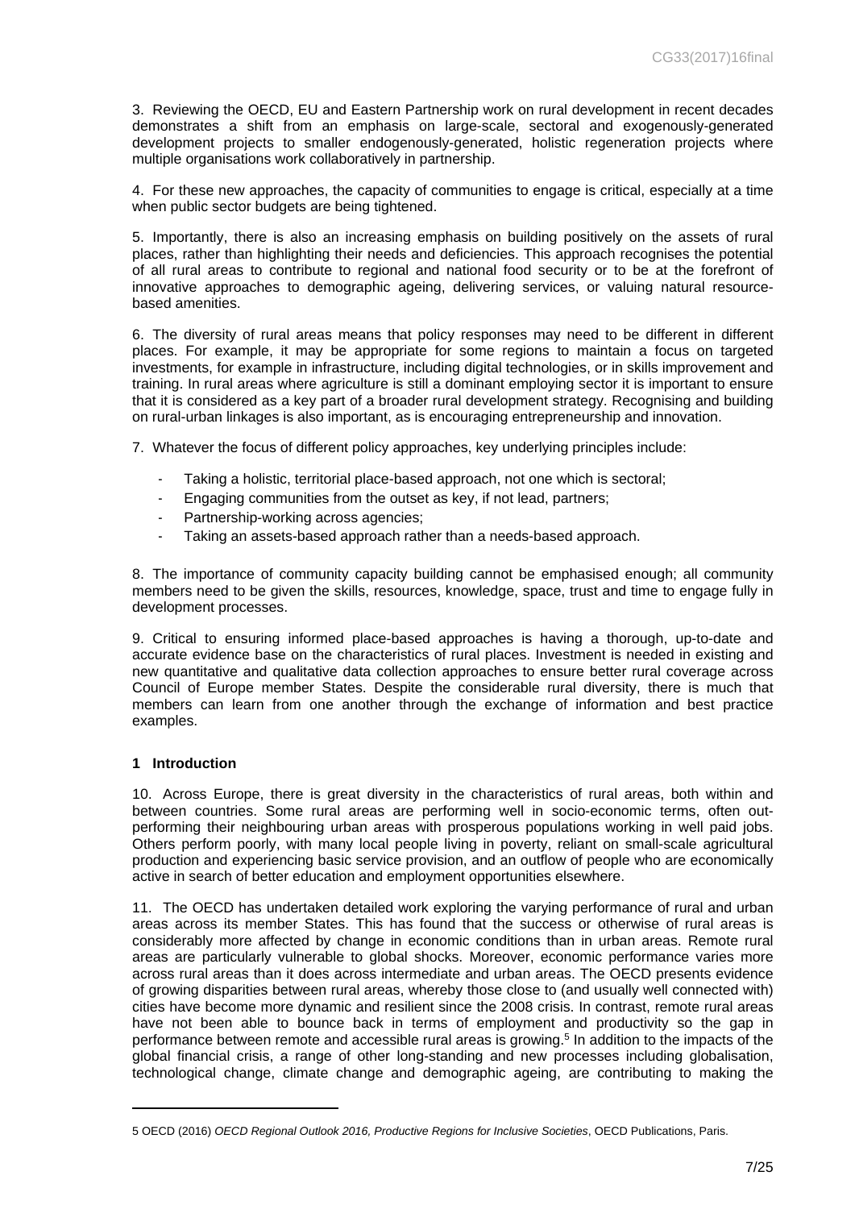3. Reviewing the OECD, EU and Eastern Partnership work on rural development in recent decades demonstrates a shift from an emphasis on large-scale, sectoral and exogenously-generated development projects to smaller endogenously-generated, holistic regeneration projects where multiple organisations work collaboratively in partnership.

4. For these new approaches, the capacity of communities to engage is critical, especially at a time when public sector budgets are being tightened.

5. Importantly, there is also an increasing emphasis on building positively on the assets of rural places, rather than highlighting their needs and deficiencies. This approach recognises the potential of all rural areas to contribute to regional and national food security or to be at the forefront of innovative approaches to demographic ageing, delivering services, or valuing natural resource-based amenities.

6. The diversity of rural areas means that policy responses may need to be different in different places. For example, it may be appropriate for some regions to maintain a focus on targeted investments, for example in infrastructure, including digital technologies, or in skills improvement and training. In rural areas where agriculture is still a dominant employing sector it is important to ensure that it is considered as a key part of a broader rural development strategy. Recognising and building on rural-urban linkages is also important, as is encouraging entrepreneurship and innovation.

7. Whatever the focus of different policy approaches, key underlying principles include:

- Taking a holistic, territorial place-based approach, not one which is sectoral;
- Engaging communities from the outset as key, if not lead, partners;
- Partnership-working across agencies;
- Taking an assets-based approach rather than a needs-based approach.

8. The importance of community capacity building cannot be emphasised enough; all community members need to be given the skills, resources, knowledge, space, trust and time to engage fully in development processes.

9. Critical to ensuring informed place-based approaches is having a thorough, up-to-date and accurate evidence base on the characteristics of rural places. Investment is needed in existing and new quantitative and qualitative data collection approaches to ensure better rural coverage across Council of Europe member States. Despite the considerable rural diversity, there is much that members can learn from one another through the exchange of information and best practice examples.

## 1 Introduction

10. Across Europe, there is great diversity in the characteristics of rural areas, both within and between countries. Some rural areas are performing well in socio-economic terms, often out-performing their neighbouring urban areas with prosperous populations working in well paid jobs. Others perform poorly, with many local people living in poverty, reliant on small-scale agricultural production and experiencing basic service provision, and an outflow of people who are economically active in search of better education and employment opportunities elsewhere.

11. The OECD has undertaken detailed work exploring the varying performance of rural and urban areas across its member States. This has found that the success or otherwise of rural areas is considerably more affected by change in economic conditions than in urban areas. Remote rural areas are particularly vulnerable to global shocks. Moreover, economic performance varies more across rural areas than it does across intermediate and urban areas. The OECD presents evidence of growing disparities between rural areas, whereby those close to (and usually well connected with) cities have become more dynamic and resilient since the 2008 crisis. In contrast, remote rural areas have not been able to bounce back in terms of employment and productivity so the gap in performance between remote and accessible rural areas is growing.[5] In addition to the impacts of the global financial crisis, a range of other long-standing and new processes including globalisation, technological change, climate change and demographic ageing, are contributing to making the

---

5 OECD (2016) *OECD Regional Outlook 2016, Productive Regions for Inclusive Societies*, OECD Publications, Paris.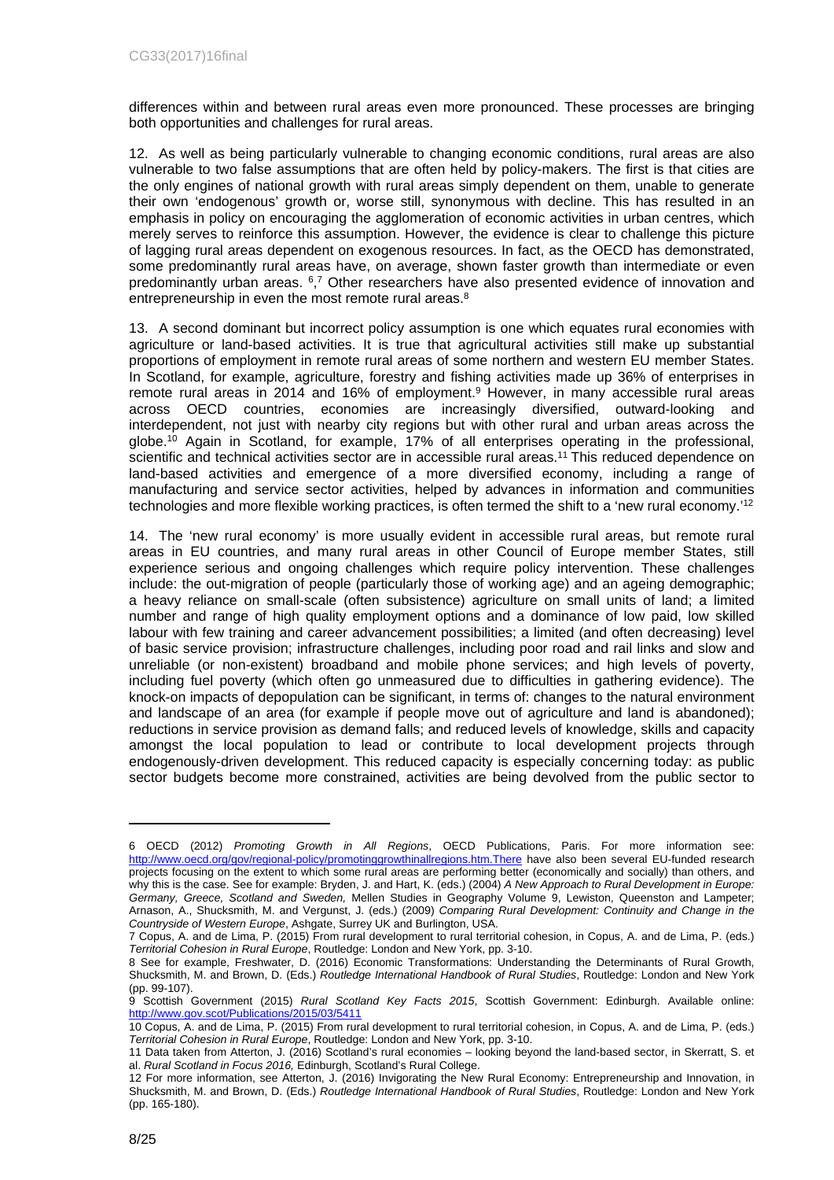differences within and between rural areas even more pronounced. These processes are bringing both opportunities and challenges for rural areas.

12. As well as being particularly vulnerable to changing economic conditions, rural areas are also vulnerable to two false assumptions that are often held by policy-makers. The first is that cities are the only engines of national growth with rural areas simply dependent on them, unable to generate their own 'endogenous' growth or, worse still, synonymous with decline. This has resulted in an emphasis in policy on encouraging the agglomeration of economic activities in urban centres, which merely serves to reinforce this assumption. However, the evidence is clear to challenge this picture of lagging rural areas dependent on exogenous resources. In fact, as the OECD has demonstrated, some predominantly rural areas have, on average, shown faster growth than intermediate or even predominantly urban areas. [6,7] Other researchers have also presented evidence of innovation and entrepreneurship in even the most remote rural areas.[8]

13. A second dominant but incorrect policy assumption is one which equates rural economies with agriculture or land-based activities. It is true that agricultural activities still make up substantial proportions of employment in remote rural areas of some northern and western EU member States. In Scotland, for example, agriculture, forestry and fishing activities made up 36% of enterprises in remote rural areas in 2014 and 16% of employment.[9] However, in many accessible rural areas across OECD countries, economies are increasingly diversified, outward-looking and interdependent, not just with nearby city regions but with other rural and urban areas across the globe.[10] Again in Scotland, for example, 17% of all enterprises operating in the professional, scientific and technical activities sector are in accessible rural areas.[11] This reduced dependence on land-based activities and emergence of a more diversified economy, including a range of manufacturing and service sector activities, helped by advances in information and communities technologies and more flexible working practices, is often termed the shift to a 'new rural economy.'[12]

14. The 'new rural economy' is more usually evident in accessible rural areas, but remote rural areas in EU countries, and many rural areas in other Council of Europe member States, still experience serious and ongoing challenges which require policy intervention. These challenges include: the out-migration of people (particularly those of working age) and an ageing demographic; a heavy reliance on small-scale (often subsistence) agriculture on small units of land; a limited number and range of high quality employment options and a dominance of low paid, low skilled labour with few training and career advancement possibilities; a limited (and often decreasing) level of basic service provision; infrastructure challenges, including poor road and rail links and slow and unreliable (or non-existent) broadband and mobile phone services; and high levels of poverty, including fuel poverty (which often go unmeasured due to difficulties in gathering evidence). The knock-on impacts of depopulation can be significant, in terms of: changes to the natural environment and landscape of an area (for example if people move out of agriculture and land is abandoned); reductions in service provision as demand falls; and reduced levels of knowledge, skills and capacity amongst the local population to lead or contribute to local development projects through endogenously-driven development. This reduced capacity is especially concerning today: as public sector budgets become more constrained, activities are being devolved from the public sector to

---

6 OECD (2012) *Promoting Growth in All Regions*, OECD Publications, Paris. For more information see: http://www.oecd.org/gov/regional-policy/promotinggrowthinallregions.htm.There have also been several EU-funded research projects focusing on the extent to which some rural areas are performing better (economically and socially) than others, and why this is the case. See for example: Bryden, J. and Hart, K. (eds.) (2004) *A New Approach to Rural Development in Europe: Germany, Greece, Scotland and Sweden,* Mellen Studies in Geography Volume 9, Lewiston, Queenston and Lampeter; Arnason, A., Shucksmith, M. and Vergunst, J. (eds.) (2009) *Comparing Rural Development: Continuity and Change in the Countryside of Western Europe*, Ashgate, Surrey UK and Burlington, USA.

7 Copus, A. and de Lima, P. (2015) From rural development to rural territorial cohesion, in Copus, A. and de Lima, P. (eds.) *Territorial Cohesion in Rural Europe*, Routledge: London and New York, pp. 3-10.

8 See for example, Freshwater, D. (2016) Economic Transformations: Understanding the Determinants of Rural Growth, Shucksmith, M. and Brown, D. (Eds.) *Routledge International Handbook of Rural Studies*, Routledge: London and New York (pp. 99-107).

9 Scottish Government (2015) *Rural Scotland Key Facts 2015*, Scottish Government: Edinburgh. Available online: http://www.gov.scot/Publications/2015/03/5411

10 Copus, A. and de Lima, P. (2015) From rural development to rural territorial cohesion, in Copus, A. and de Lima, P. (eds.) *Territorial Cohesion in Rural Europe*, Routledge: London and New York, pp. 3-10.

11 Data taken from Atterton, J. (2016) Scotland's rural economies – looking beyond the land-based sector, in Skerratt, S. et al. *Rural Scotland in Focus 2016,* Edinburgh, Scotland's Rural College.

12 For more information, see Atterton, J. (2016) Invigorating the New Rural Economy: Entrepreneurship and Innovation, in Shucksmith, M. and Brown, D. (Eds.) *Routledge International Handbook of Rural Studies*, Routledge: London and New York (pp. 165-180).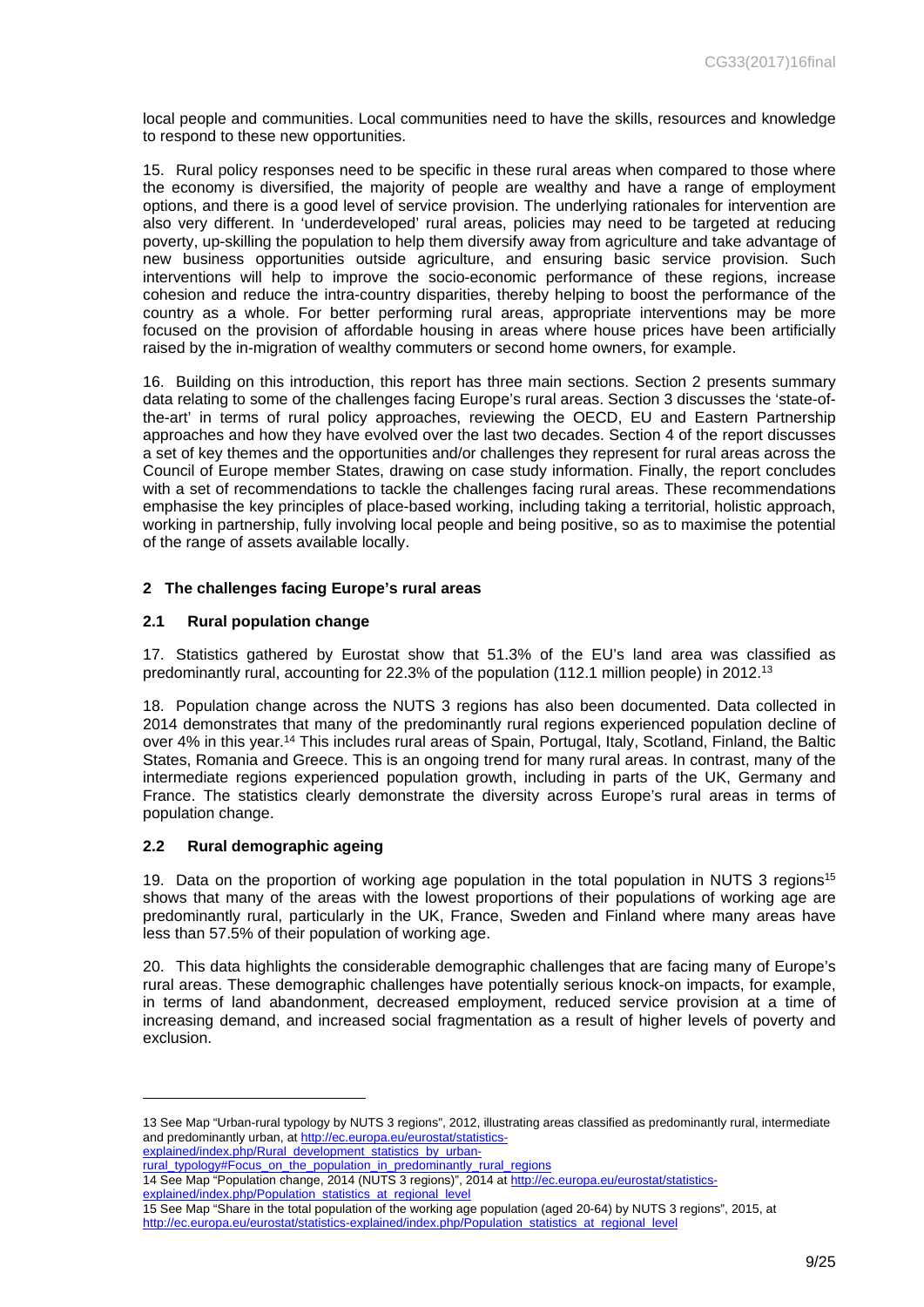local people and communities. Local communities need to have the skills, resources and knowledge to respond to these new opportunities.

15. Rural policy responses need to be specific in these rural areas when compared to those where the economy is diversified, the majority of people are wealthy and have a range of employment options, and there is a good level of service provision. The underlying rationales for intervention are also very different. In 'underdeveloped' rural areas, policies may need to be targeted at reducing poverty, up-skilling the population to help them diversify away from agriculture and take advantage of new business opportunities outside agriculture, and ensuring basic service provision. Such interventions will help to improve the socio-economic performance of these regions, increase cohesion and reduce the intra-country disparities, thereby helping to boost the performance of the country as a whole. For better performing rural areas, appropriate interventions may be more focused on the provision of affordable housing in areas where house prices have been artificially raised by the in-migration of wealthy commuters or second home owners, for example.

16. Building on this introduction, this report has three main sections. Section 2 presents summary data relating to some of the challenges facing Europe's rural areas. Section 3 discusses the 'state-of-the-art' in terms of rural policy approaches, reviewing the OECD, EU and Eastern Partnership approaches and how they have evolved over the last two decades. Section 4 of the report discusses a set of key themes and the opportunities and/or challenges they represent for rural areas across the Council of Europe member States, drawing on case study information. Finally, the report concludes with a set of recommendations to tackle the challenges facing rural areas. These recommendations emphasise the key principles of place-based working, including taking a territorial, holistic approach, working in partnership, fully involving local people and being positive, so as to maximise the potential of the range of assets available locally.

## 2 The challenges facing Europe's rural areas

### 2.1 Rural population change

17. Statistics gathered by Eurostat show that 51.3% of the EU's land area was classified as predominantly rural, accounting for 22.3% of the population (112.1 million people) in 2012.[13]

18. Population change across the NUTS 3 regions has also been documented. Data collected in 2014 demonstrates that many of the predominantly rural regions experienced population decline of over 4% in this year.[14] This includes rural areas of Spain, Portugal, Italy, Scotland, Finland, the Baltic States, Romania and Greece. This is an ongoing trend for many rural areas. In contrast, many of the intermediate regions experienced population growth, including in parts of the UK, Germany and France. The statistics clearly demonstrate the diversity across Europe's rural areas in terms of population change.

### 2.2 Rural demographic ageing

19. Data on the proportion of working age population in the total population in NUTS 3 regions[15] shows that many of the areas with the lowest proportions of their populations of working age are predominantly rural, particularly in the UK, France, Sweden and Finland where many areas have less than 57.5% of their population of working age.

20. This data highlights the considerable demographic challenges that are facing many of Europe's rural areas. These demographic challenges have potentially serious knock-on impacts, for example, in terms of land abandonment, decreased employment, reduced service provision at a time of increasing demand, and increased social fragmentation as a result of higher levels of poverty and exclusion.

---

13 See Map "Urban-rural typology by NUTS 3 regions", 2012, illustrating areas classified as predominantly rural, intermediate and predominantly urban, at http://ec.europa.eu/eurostat/statistics-explained/index.php/Rural_development_statistics_by_urban-rural_typology#Focus_on_the_population_in_predominantly_rural_regions

14 See Map "Population change, 2014 (NUTS 3 regions)", 2014 at http://ec.europa.eu/eurostat/statistics-explained/index.php/Population_statistics_at_regional_level

15 See Map "Share in the total population of the working age population (aged 20-64) by NUTS 3 regions", 2015, at http://ec.europa.eu/eurostat/statistics-explained/index.php/Population_statistics_at_regional_level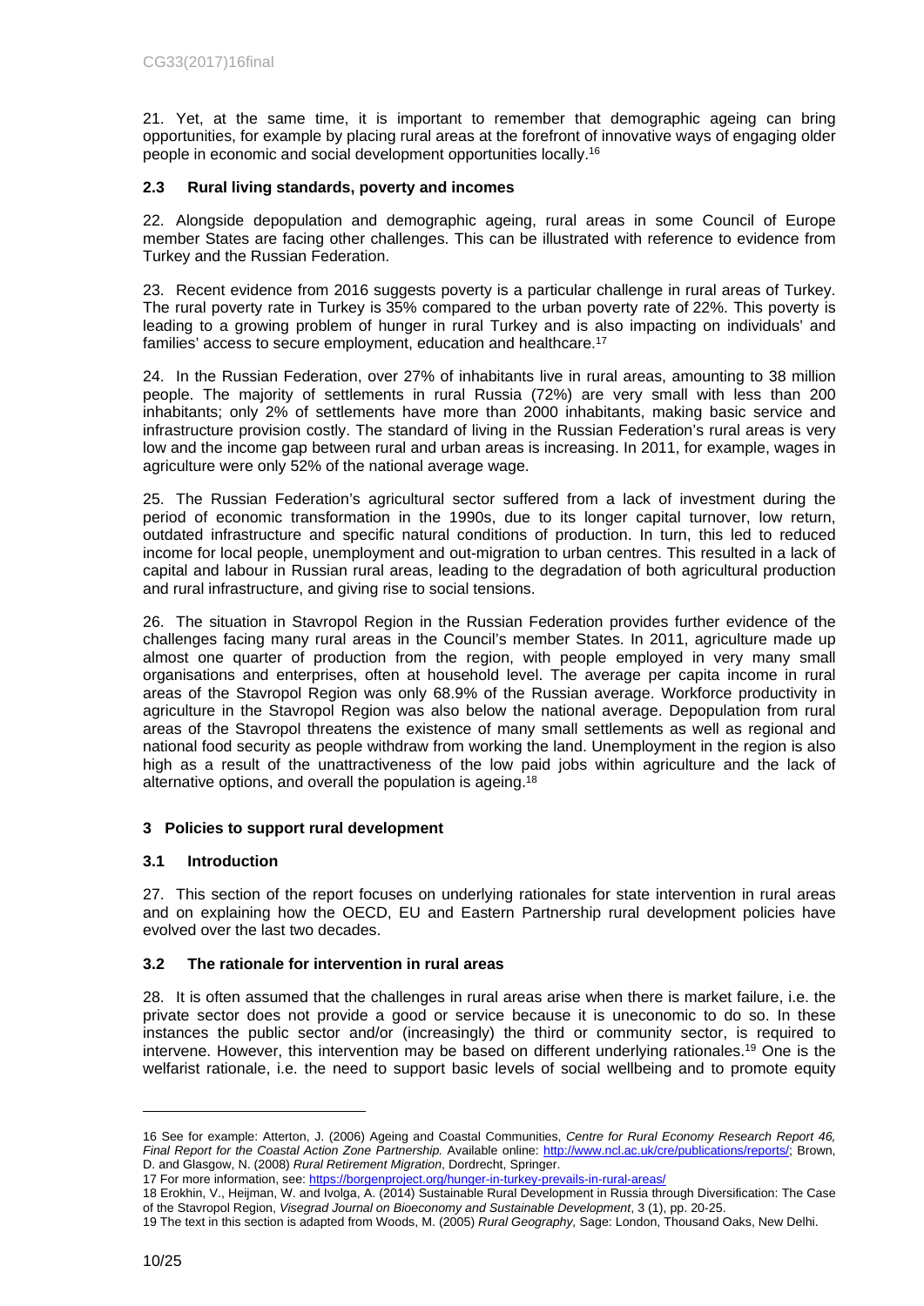21. Yet, at the same time, it is important to remember that demographic ageing can bring opportunities, for example by placing rural areas at the forefront of innovative ways of engaging older people in economic and social development opportunities locally.[16]

### 2.3 Rural living standards, poverty and incomes

22. Alongside depopulation and demographic ageing, rural areas in some Council of Europe member States are facing other challenges. This can be illustrated with reference to evidence from Turkey and the Russian Federation.

23. Recent evidence from 2016 suggests poverty is a particular challenge in rural areas of Turkey. The rural poverty rate in Turkey is 35% compared to the urban poverty rate of 22%. This poverty is leading to a growing problem of hunger in rural Turkey and is also impacting on individuals' and families' access to secure employment, education and healthcare.[17]

24. In the Russian Federation, over 27% of inhabitants live in rural areas, amounting to 38 million people. The majority of settlements in rural Russia (72%) are very small with less than 200 inhabitants; only 2% of settlements have more than 2000 inhabitants, making basic service and infrastructure provision costly. The standard of living in the Russian Federation's rural areas is very low and the income gap between rural and urban areas is increasing. In 2011, for example, wages in agriculture were only 52% of the national average wage.

25. The Russian Federation's agricultural sector suffered from a lack of investment during the period of economic transformation in the 1990s, due to its longer capital turnover, low return, outdated infrastructure and specific natural conditions of production. In turn, this led to reduced income for local people, unemployment and out-migration to urban centres. This resulted in a lack of capital and labour in Russian rural areas, leading to the degradation of both agricultural production and rural infrastructure, and giving rise to social tensions.

26. The situation in Stavropol Region in the Russian Federation provides further evidence of the challenges facing many rural areas in the Council's member States. In 2011, agriculture made up almost one quarter of production from the region, with people employed in very many small organisations and enterprises, often at household level. The average per capita income in rural areas of the Stavropol Region was only 68.9% of the Russian average. Workforce productivity in agriculture in the Stavropol Region was also below the national average. Depopulation from rural areas of the Stavropol threatens the existence of many small settlements as well as regional and national food security as people withdraw from working the land. Unemployment in the region is also high as a result of the unattractiveness of the low paid jobs within agriculture and the lack of alternative options, and overall the population is ageing.[18]

## 3 Policies to support rural development

### 3.1 Introduction

27. This section of the report focuses on underlying rationales for state intervention in rural areas and on explaining how the OECD, EU and Eastern Partnership rural development policies have evolved over the last two decades.

### 3.2 The rationale for intervention in rural areas

28. It is often assumed that the challenges in rural areas arise when there is market failure, i.e. the private sector does not provide a good or service because it is uneconomic to do so. In these instances the public sector and/or (increasingly) the third or community sector, is required to intervene. However, this intervention may be based on different underlying rationales.[19] One is the welfarist rationale, i.e. the need to support basic levels of social wellbeing and to promote equity

---

16 See for example: Atterton, J. (2006) Ageing and Coastal Communities, *Centre for Rural Economy Research Report 46, Final Report for the Coastal Action Zone Partnership.* Available online: http://www.ncl.ac.uk/cre/publications/reports/; Brown, D. and Glasgow, N. (2008) *Rural Retirement Migration*, Dordrecht, Springer.

17 For more information, see: https://borgenproject.org/hunger-in-turkey-prevails-in-rural-areas/

18 Erokhin, V., Heijman, W. and Ivolga, A. (2014) Sustainable Rural Development in Russia through Diversification: The Case of the Stavropol Region, *Visegrad Journal on Bioeconomy and Sustainable Development*, 3 (1), pp. 20-25.

19 The text in this section is adapted from Woods, M. (2005) *Rural Geography,* Sage: London, Thousand Oaks, New Delhi.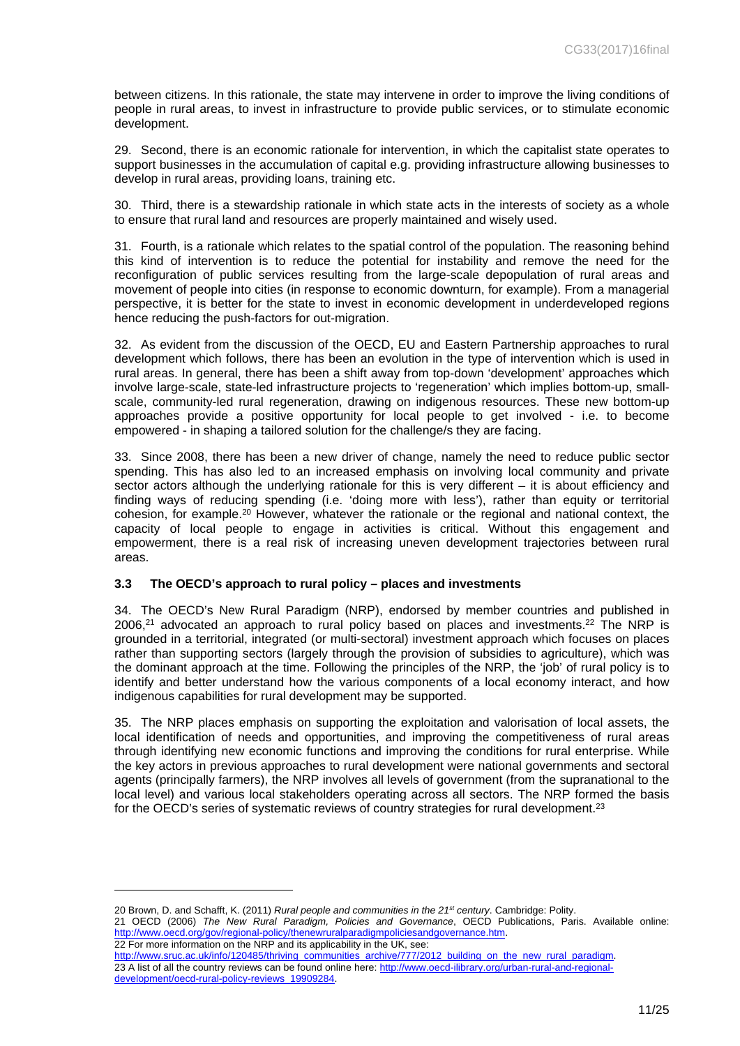between citizens. In this rationale, the state may intervene in order to improve the living conditions of people in rural areas, to invest in infrastructure to provide public services, or to stimulate economic development.

29. Second, there is an economic rationale for intervention, in which the capitalist state operates to support businesses in the accumulation of capital e.g. providing infrastructure allowing businesses to develop in rural areas, providing loans, training etc.

30. Third, there is a stewardship rationale in which state acts in the interests of society as a whole to ensure that rural land and resources are properly maintained and wisely used.

31. Fourth, is a rationale which relates to the spatial control of the population. The reasoning behind this kind of intervention is to reduce the potential for instability and remove the need for the reconfiguration of public services resulting from the large-scale depopulation of rural areas and movement of people into cities (in response to economic downturn, for example). From a managerial perspective, it is better for the state to invest in economic development in underdeveloped regions hence reducing the push-factors for out-migration.

32. As evident from the discussion of the OECD, EU and Eastern Partnership approaches to rural development which follows, there has been an evolution in the type of intervention which is used in rural areas. In general, there has been a shift away from top-down 'development' approaches which involve large-scale, state-led infrastructure projects to 'regeneration' which implies bottom-up, small-scale, community-led rural regeneration, drawing on indigenous resources. These new bottom-up approaches provide a positive opportunity for local people to get involved - i.e. to become empowered - in shaping a tailored solution for the challenge/s they are facing.

33. Since 2008, there has been a new driver of change, namely the need to reduce public sector spending. This has also led to an increased emphasis on involving local community and private sector actors although the underlying rationale for this is very different – it is about efficiency and finding ways of reducing spending (i.e. 'doing more with less'), rather than equity or territorial cohesion, for example.[20] However, whatever the rationale or the regional and national context, the capacity of local people to engage in activities is critical. Without this engagement and empowerment, there is a real risk of increasing uneven development trajectories between rural areas.

### 3.3 The OECD's approach to rural policy – places and investments

34. The OECD's New Rural Paradigm (NRP), endorsed by member countries and published in 2006,[21] advocated an approach to rural policy based on places and investments.[22] The NRP is grounded in a territorial, integrated (or multi-sectoral) investment approach which focuses on places rather than supporting sectors (largely through the provision of subsidies to agriculture), which was the dominant approach at the time. Following the principles of the NRP, the 'job' of rural policy is to identify and better understand how the various components of a local economy interact, and how indigenous capabilities for rural development may be supported.

35. The NRP places emphasis on supporting the exploitation and valorisation of local assets, the local identification of needs and opportunities, and improving the competitiveness of rural areas through identifying new economic functions and improving the conditions for rural enterprise. While the key actors in previous approaches to rural development were national governments and sectoral agents (principally farmers), the NRP involves all levels of government (from the supranational to the local level) and various local stakeholders operating across all sectors. The NRP formed the basis for the OECD's series of systematic reviews of country strategies for rural development.[23]

---

20 Brown, D. and Schafft, K. (2011) *Rural people and communities in the 21st century*. Cambridge: Polity.

21 OECD (2006) *The New Rural Paradigm, Policies and Governance*, OECD Publications, Paris. Available online: http://www.oecd.org/gov/regional-policy/thenewruralparadigmpoliciesandgovernance.htm.

22 For more information on the NRP and its applicability in the UK, see: http://www.sruc.ac.uk/info/120485/thriving_communities_archive/777/2012_building_on_the_new_rural_paradigm.

23 A list of all the country reviews can be found online here: http://www.oecd-ilibrary.org/urban-rural-and-regional-development/oecd-rural-policy-reviews_19909284.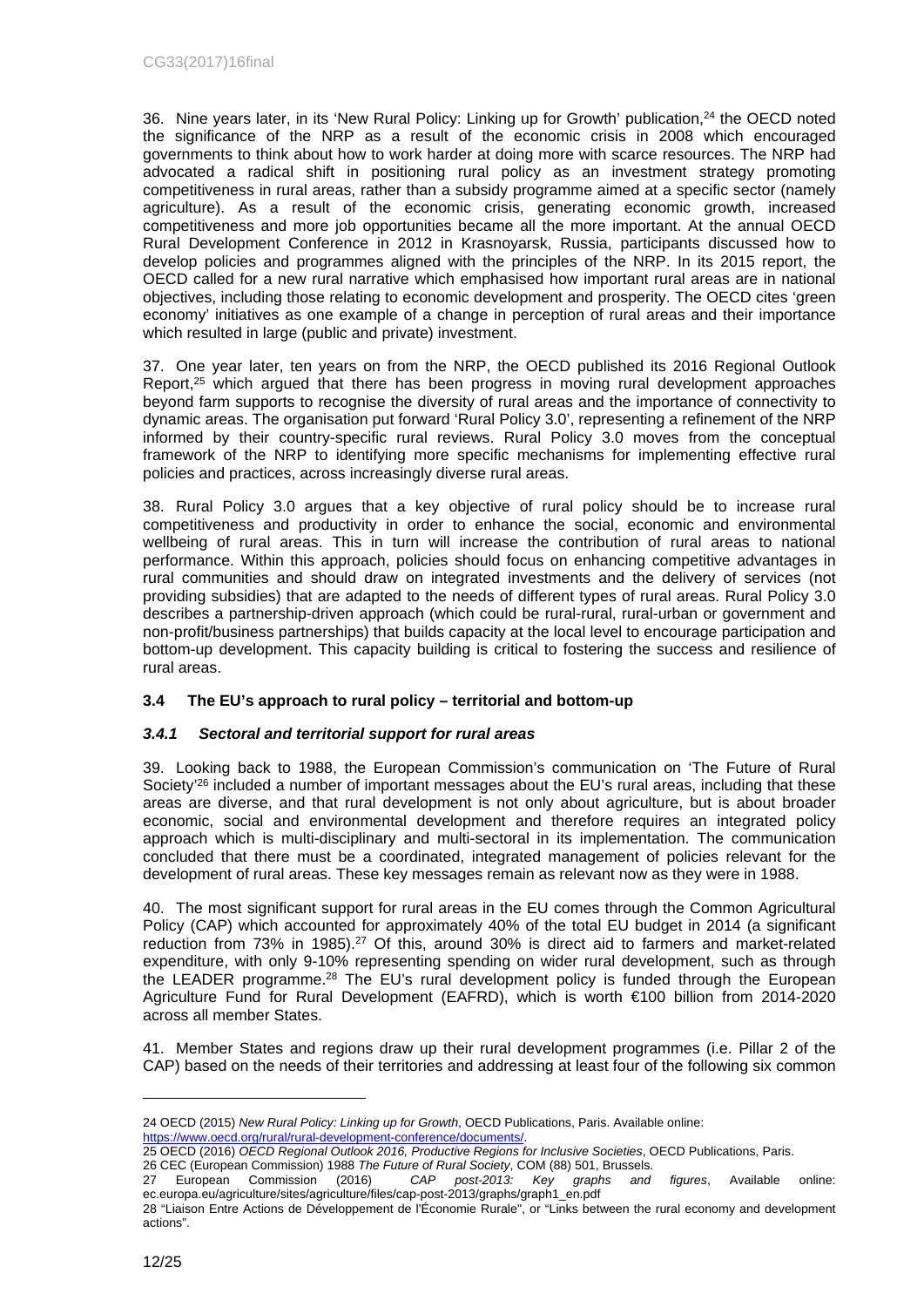36. Nine years later, in its 'New Rural Policy: Linking up for Growth' publication,[24] the OECD noted the significance of the NRP as a result of the economic crisis in 2008 which encouraged governments to think about how to work harder at doing more with scarce resources. The NRP had advocated a radical shift in positioning rural policy as an investment strategy promoting competitiveness in rural areas, rather than a subsidy programme aimed at a specific sector (namely agriculture). As a result of the economic crisis, generating economic growth, increased competitiveness and more job opportunities became all the more important. At the annual OECD Rural Development Conference in 2012 in Krasnoyarsk, Russia, participants discussed how to develop policies and programmes aligned with the principles of the NRP. In its 2015 report, the OECD called for a new rural narrative which emphasised how important rural areas are in national objectives, including those relating to economic development and prosperity. The OECD cites 'green economy' initiatives as one example of a change in perception of rural areas and their importance which resulted in large (public and private) investment.

37. One year later, ten years on from the NRP, the OECD published its 2016 Regional Outlook Report,[25] which argued that there has been progress in moving rural development approaches beyond farm supports to recognise the diversity of rural areas and the importance of connectivity to dynamic areas. The organisation put forward 'Rural Policy 3.0', representing a refinement of the NRP informed by their country-specific rural reviews. Rural Policy 3.0 moves from the conceptual framework of the NRP to identifying more specific mechanisms for implementing effective rural policies and practices, across increasingly diverse rural areas.

38. Rural Policy 3.0 argues that a key objective of rural policy should be to increase rural competitiveness and productivity in order to enhance the social, economic and environmental wellbeing of rural areas. This in turn will increase the contribution of rural areas to national performance. Within this approach, policies should focus on enhancing competitive advantages in rural communities and should draw on integrated investments and the delivery of services (not providing subsidies) that are adapted to the needs of different types of rural areas. Rural Policy 3.0 describes a partnership-driven approach (which could be rural-rural, rural-urban or government and non-profit/business partnerships) that builds capacity at the local level to encourage participation and bottom-up development. This capacity building is critical to fostering the success and resilience of rural areas.

### 3.4 The EU's approach to rural policy – territorial and bottom-up

#### *3.4.1 Sectoral and territorial support for rural areas*

39. Looking back to 1988, the European Commission's communication on 'The Future of Rural Society'[26] included a number of important messages about the EU's rural areas, including that these areas are diverse, and that rural development is not only about agriculture, but is about broader economic, social and environmental development and therefore requires an integrated policy approach which is multi-disciplinary and multi-sectoral in its implementation. The communication concluded that there must be a coordinated, integrated management of policies relevant for the development of rural areas. These key messages remain as relevant now as they were in 1988.

40. The most significant support for rural areas in the EU comes through the Common Agricultural Policy (CAP) which accounted for approximately 40% of the total EU budget in 2014 (a significant reduction from 73% in 1985).[27] Of this, around 30% is direct aid to farmers and market-related expenditure, with only 9-10% representing spending on wider rural development, such as through the LEADER programme.[28] The EU's rural development policy is funded through the European Agriculture Fund for Rural Development (EAFRD), which is worth €100 billion from 2014-2020 across all member States.

41. Member States and regions draw up their rural development programmes (i.e. Pillar 2 of the CAP) based on the needs of their territories and addressing at least four of the following six common

---

24 OECD (2015) *New Rural Policy: Linking up for Growth*, OECD Publications, Paris. Available online: https://www.oecd.org/rural/rural-development-conference/documents/.

25 OECD (2016) *OECD Regional Outlook 2016, Productive Regions for Inclusive Societies*, OECD Publications, Paris.

26 CEC (European Commission) 1988 *The Future of Rural Society*, COM (88) 501, Brussels.

27 European Commission (2016) *CAP post-2013: Key graphs and figures*, Available online: ec.europa.eu/agriculture/sites/agriculture/files/cap-post-2013/graphs/graph1_en.pdf

28 "Liaison Entre Actions de Développement de l'Économie Rurale", or "Links between the rural economy and development actions".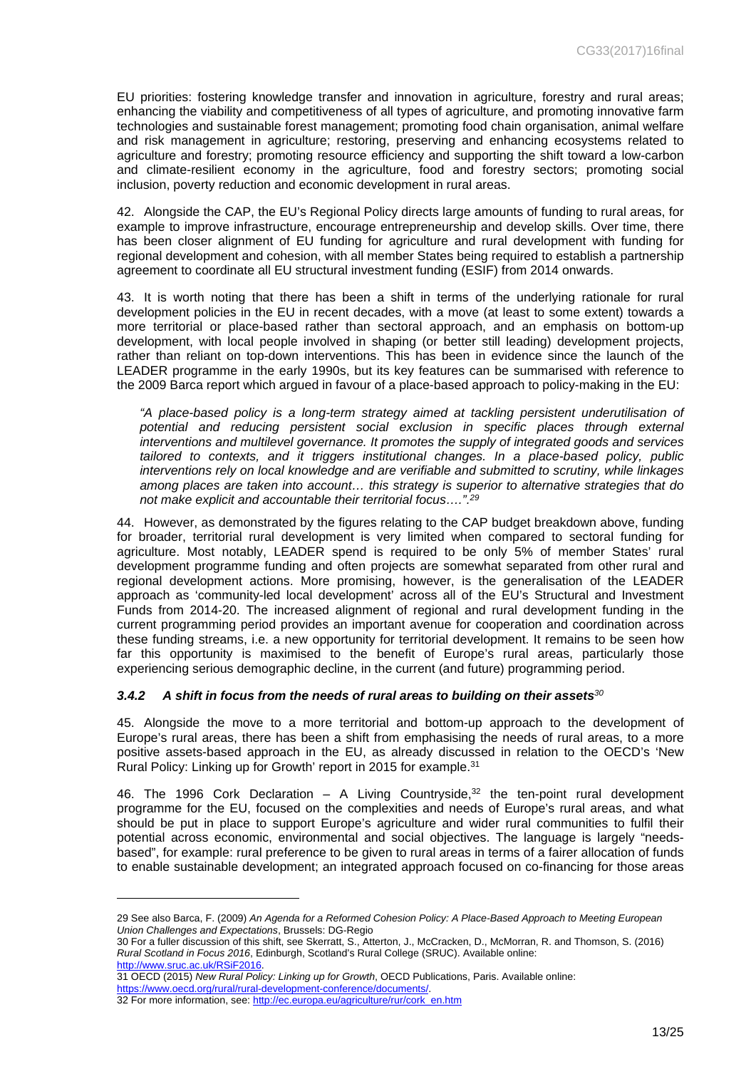EU priorities: fostering knowledge transfer and innovation in agriculture, forestry and rural areas; enhancing the viability and competitiveness of all types of agriculture, and promoting innovative farm technologies and sustainable forest management; promoting food chain organisation, animal welfare and risk management in agriculture; restoring, preserving and enhancing ecosystems related to agriculture and forestry; promoting resource efficiency and supporting the shift toward a low-carbon and climate-resilient economy in the agriculture, food and forestry sectors; promoting social inclusion, poverty reduction and economic development in rural areas.

42. Alongside the CAP, the EU's Regional Policy directs large amounts of funding to rural areas, for example to improve infrastructure, encourage entrepreneurship and develop skills. Over time, there has been closer alignment of EU funding for agriculture and rural development with funding for regional development and cohesion, with all member States being required to establish a partnership agreement to coordinate all EU structural investment funding (ESIF) from 2014 onwards.

43. It is worth noting that there has been a shift in terms of the underlying rationale for rural development policies in the EU in recent decades, with a move (at least to some extent) towards a more territorial or place-based rather than sectoral approach, and an emphasis on bottom-up development, with local people involved in shaping (or better still leading) development projects, rather than reliant on top-down interventions. This has been in evidence since the launch of the LEADER programme in the early 1990s, but its key features can be summarised with reference to the 2009 Barca report which argued in favour of a place-based approach to policy-making in the EU:

> *"A place-based policy is a long-term strategy aimed at tackling persistent underutilisation of potential and reducing persistent social exclusion in specific places through external interventions and multilevel governance. It promotes the supply of integrated goods and services tailored to contexts, and it triggers institutional changes. In a place-based policy, public interventions rely on local knowledge and are verifiable and submitted to scrutiny, while linkages among places are taken into account… this strategy is superior to alternative strategies that do not make explicit and accountable their territorial focus….".*[29]

44. However, as demonstrated by the figures relating to the CAP budget breakdown above, funding for broader, territorial rural development is very limited when compared to sectoral funding for agriculture. Most notably, LEADER spend is required to be only 5% of member States' rural development programme funding and often projects are somewhat separated from other rural and regional development actions. More promising, however, is the generalisation of the LEADER approach as 'community-led local development' across all of the EU's Structural and Investment Funds from 2014-20. The increased alignment of regional and rural development funding in the current programming period provides an important avenue for cooperation and coordination across these funding streams, i.e. a new opportunity for territorial development. It remains to be seen how far this opportunity is maximised to the benefit of Europe's rural areas, particularly those experiencing serious demographic decline, in the current (and future) programming period.

### *3.4.2 A shift in focus from the needs of rural areas to building on their assets*[30]

45. Alongside the move to a more territorial and bottom-up approach to the development of Europe's rural areas, there has been a shift from emphasising the needs of rural areas, to a more positive assets-based approach in the EU, as already discussed in relation to the OECD's 'New Rural Policy: Linking up for Growth' report in 2015 for example.[31]

46. The 1996 Cork Declaration – A Living Countryside,[32] the ten-point rural development programme for the EU, focused on the complexities and needs of Europe's rural areas, and what should be put in place to support Europe's agriculture and wider rural communities to fulfil their potential across economic, environmental and social objectives. The language is largely "needs-based", for example: rural preference to be given to rural areas in terms of a fairer allocation of funds to enable sustainable development; an integrated approach focused on co-financing for those areas

---

29 See also Barca, F. (2009) *An Agenda for a Reformed Cohesion Policy: A Place-Based Approach to Meeting European Union Challenges and Expectations*, Brussels: DG-Regio

30 For a fuller discussion of this shift, see Skerratt, S., Atterton, J., McCracken, D., McMorran, R. and Thomson, S. (2016) *Rural Scotland in Focus 2016*, Edinburgh, Scotland's Rural College (SRUC). Available online: http://www.sruc.ac.uk/RSiF2016.

31 OECD (2015) *New Rural Policy: Linking up for Growth*, OECD Publications, Paris. Available online: https://www.oecd.org/rural/rural-development-conference/documents/.

32 For more information, see: http://ec.europa.eu/agriculture/rur/cork_en.htm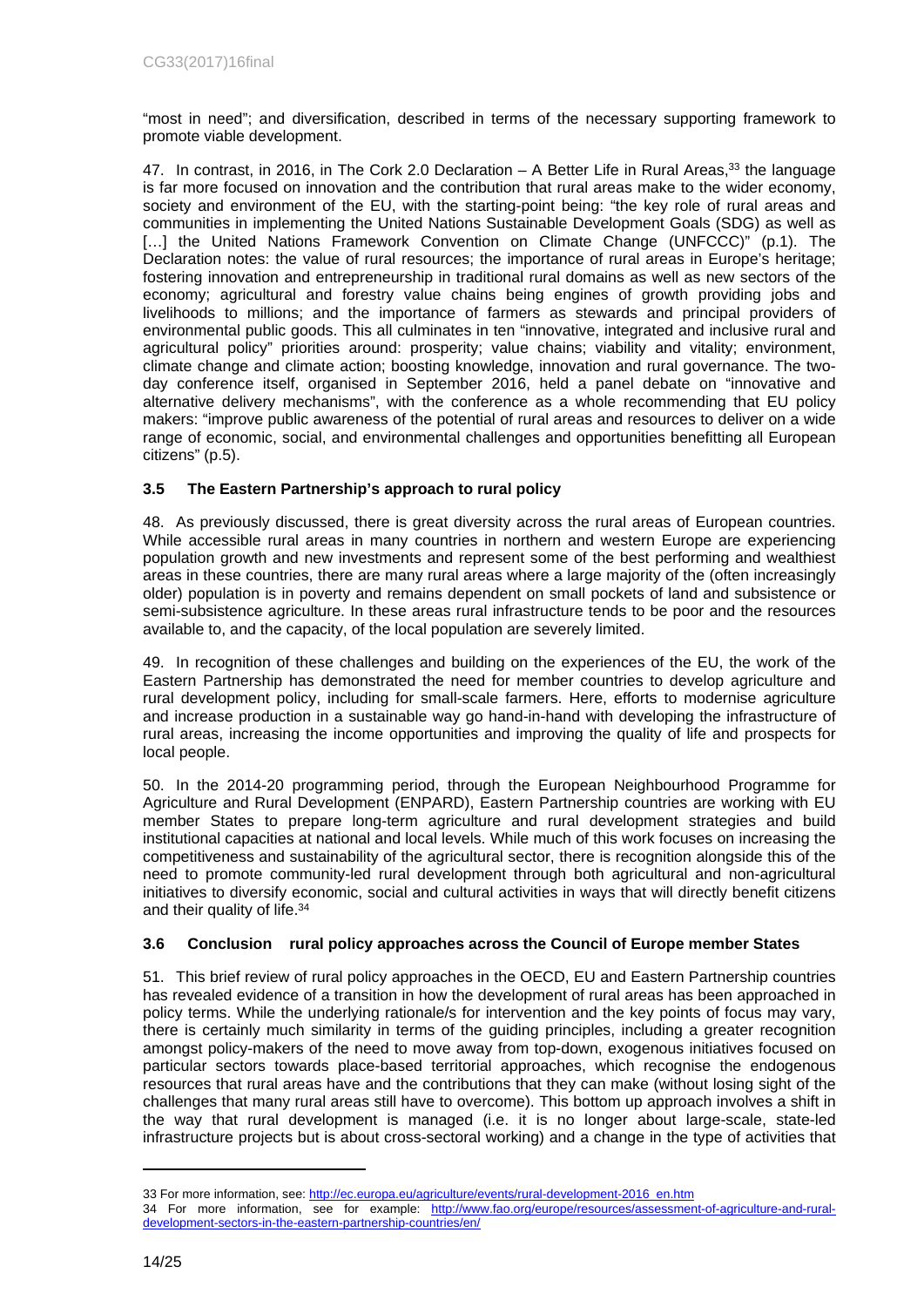"most in need"; and diversification, described in terms of the necessary supporting framework to promote viable development.

47. In contrast, in 2016, in The Cork 2.0 Declaration – A Better Life in Rural Areas,[33] the language is far more focused on innovation and the contribution that rural areas make to the wider economy, society and environment of the EU, with the starting-point being: "the key role of rural areas and communities in implementing the United Nations Sustainable Development Goals (SDG) as well as […] the United Nations Framework Convention on Climate Change (UNFCCC)" (p.1). The Declaration notes: the value of rural resources; the importance of rural areas in Europe's heritage; fostering innovation and entrepreneurship in traditional rural domains as well as new sectors of the economy; agricultural and forestry value chains being engines of growth providing jobs and livelihoods to millions; and the importance of farmers as stewards and principal providers of environmental public goods. This all culminates in ten "innovative, integrated and inclusive rural and agricultural policy" priorities around: prosperity; value chains; viability and vitality; environment, climate change and climate action; boosting knowledge, innovation and rural governance. The two-day conference itself, organised in September 2016, held a panel debate on "innovative and alternative delivery mechanisms", with the conference as a whole recommending that EU policy makers: "improve public awareness of the potential of rural areas and resources to deliver on a wide range of economic, social, and environmental challenges and opportunities benefitting all European citizens" (p.5).

### 3.5 The Eastern Partnership's approach to rural policy

48. As previously discussed, there is great diversity across the rural areas of European countries. While accessible rural areas in many countries in northern and western Europe are experiencing population growth and new investments and represent some of the best performing and wealthiest areas in these countries, there are many rural areas where a large majority of the (often increasingly older) population is in poverty and remains dependent on small pockets of land and subsistence or semi-subsistence agriculture. In these areas rural infrastructure tends to be poor and the resources available to, and the capacity, of the local population are severely limited.

49. In recognition of these challenges and building on the experiences of the EU, the work of the Eastern Partnership has demonstrated the need for member countries to develop agriculture and rural development policy, including for small-scale farmers. Here, efforts to modernise agriculture and increase production in a sustainable way go hand-in-hand with developing the infrastructure of rural areas, increasing the income opportunities and improving the quality of life and prospects for local people.

50. In the 2014-20 programming period, through the European Neighbourhood Programme for Agriculture and Rural Development (ENPARD), Eastern Partnership countries are working with EU member States to prepare long-term agriculture and rural development strategies and build institutional capacities at national and local levels. While much of this work focuses on increasing the competitiveness and sustainability of the agricultural sector, there is recognition alongside this of the need to promote community-led rural development through both agricultural and non-agricultural initiatives to diversify economic, social and cultural activities in ways that will directly benefit citizens and their quality of life.[34]

### 3.6 Conclusion rural policy approaches across the Council of Europe member States

51. This brief review of rural policy approaches in the OECD, EU and Eastern Partnership countries has revealed evidence of a transition in how the development of rural areas has been approached in policy terms. While the underlying rationale/s for intervention and the key points of focus may vary, there is certainly much similarity in terms of the guiding principles, including a greater recognition amongst policy-makers of the need to move away from top-down, exogenous initiatives focused on particular sectors towards place-based territorial approaches, which recognise the endogenous resources that rural areas have and the contributions that they can make (without losing sight of the challenges that many rural areas still have to overcome). This bottom up approach involves a shift in the way that rural development is managed (i.e. it is no longer about large-scale, state-led infrastructure projects but is about cross-sectoral working) and a change in the type of activities that

---

33 For more information, see: http://ec.europa.eu/agriculture/events/rural-development-2016_en.htm

34 For more information, see for example: http://www.fao.org/europe/resources/assessment-of-agriculture-and-rural-development-sectors-in-the-eastern-partnership-countries/en/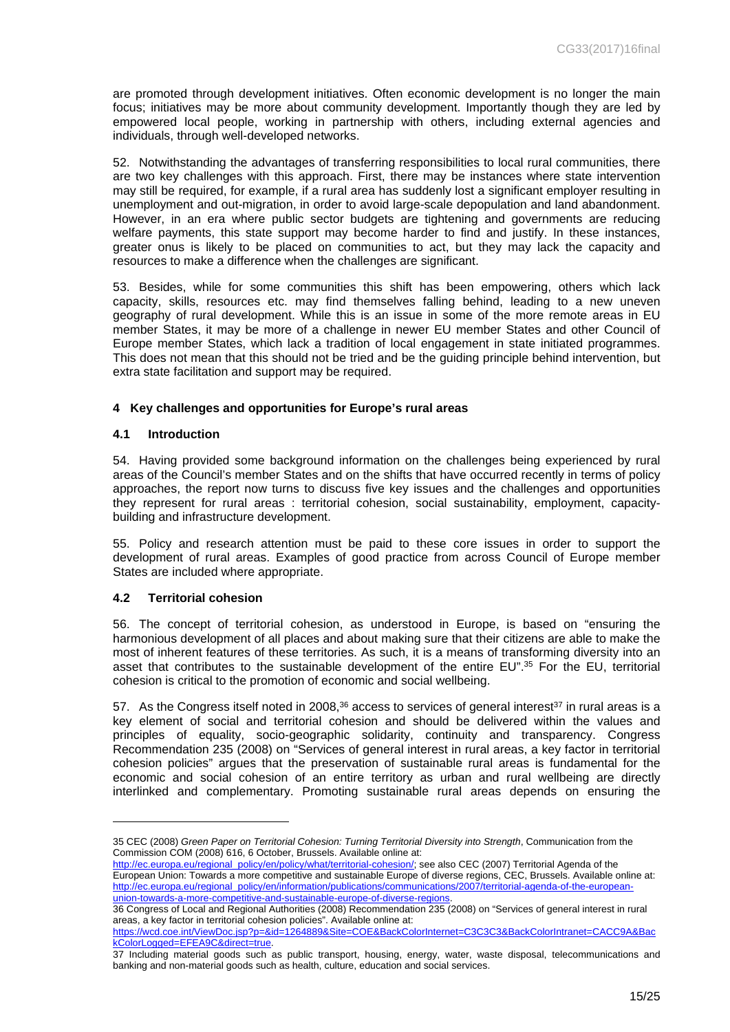are promoted through development initiatives. Often economic development is no longer the main focus; initiatives may be more about community development. Importantly though they are led by empowered local people, working in partnership with others, including external agencies and individuals, through well-developed networks.

52. Notwithstanding the advantages of transferring responsibilities to local rural communities, there are two key challenges with this approach. First, there may be instances where state intervention may still be required, for example, if a rural area has suddenly lost a significant employer resulting in unemployment and out-migration, in order to avoid large-scale depopulation and land abandonment. However, in an era where public sector budgets are tightening and governments are reducing welfare payments, this state support may become harder to find and justify. In these instances, greater onus is likely to be placed on communities to act, but they may lack the capacity and resources to make a difference when the challenges are significant.

53. Besides, while for some communities this shift has been empowering, others which lack capacity, skills, resources etc. may find themselves falling behind, leading to a new uneven geography of rural development. While this is an issue in some of the more remote areas in EU member States, it may be more of a challenge in newer EU member States and other Council of Europe member States, which lack a tradition of local engagement in state initiated programmes. This does not mean that this should not be tried and be the guiding principle behind intervention, but extra state facilitation and support may be required.

## 4 Key challenges and opportunities for Europe's rural areas

### 4.1 Introduction

54. Having provided some background information on the challenges being experienced by rural areas of the Council's member States and on the shifts that have occurred recently in terms of policy approaches, the report now turns to discuss five key issues and the challenges and opportunities they represent for rural areas : territorial cohesion, social sustainability, employment, capacity-building and infrastructure development.

55. Policy and research attention must be paid to these core issues in order to support the development of rural areas. Examples of good practice from across Council of Europe member States are included where appropriate.

### 4.2 Territorial cohesion

56. The concept of territorial cohesion, as understood in Europe, is based on "ensuring the harmonious development of all places and about making sure that their citizens are able to make the most of inherent features of these territories. As such, it is a means of transforming diversity into an asset that contributes to the sustainable development of the entire EU".[35] For the EU, territorial cohesion is critical to the promotion of economic and social wellbeing.

57. As the Congress itself noted in 2008,[36] access to services of general interest[37] in rural areas is a key element of social and territorial cohesion and should be delivered within the values and principles of equality, socio-geographic solidarity, continuity and transparency. Congress Recommendation 235 (2008) on "Services of general interest in rural areas, a key factor in territorial cohesion policies" argues that the preservation of sustainable rural areas is fundamental for the economic and social cohesion of an entire territory as urban and rural wellbeing are directly interlinked and complementary. Promoting sustainable rural areas depends on ensuring the

---

35 CEC (2008) *Green Paper on Territorial Cohesion: Turning Territorial Diversity into Strength*, Communication from the Commission COM (2008) 616, 6 October, Brussels. Available online at: http://ec.europa.eu/regional_policy/en/policy/what/territorial-cohesion/; see also CEC (2007) Territorial Agenda of the European Union: Towards a more competitive and sustainable Europe of diverse regions, CEC, Brussels. Available online at: http://ec.europa.eu/regional_policy/en/information/publications/communications/2007/territorial-agenda-of-the-european-union-towards-a-more-competitive-and-sustainable-europe-of-diverse-regions.

36 Congress of Local and Regional Authorities (2008) Recommendation 235 (2008) on "Services of general interest in rural areas, a key factor in territorial cohesion policies". Available online at: https://wcd.coe.int/ViewDoc.jsp?p=&id=1264889&Site=COE&BackColorInternet=C3C3C3&BackColorIntranet=CACC9A&BackColorLogged=EFEA9C&direct=true.

37 Including material goods such as public transport, housing, energy, water, waste disposal, telecommunications and banking and non-material goods such as health, culture, education and social services.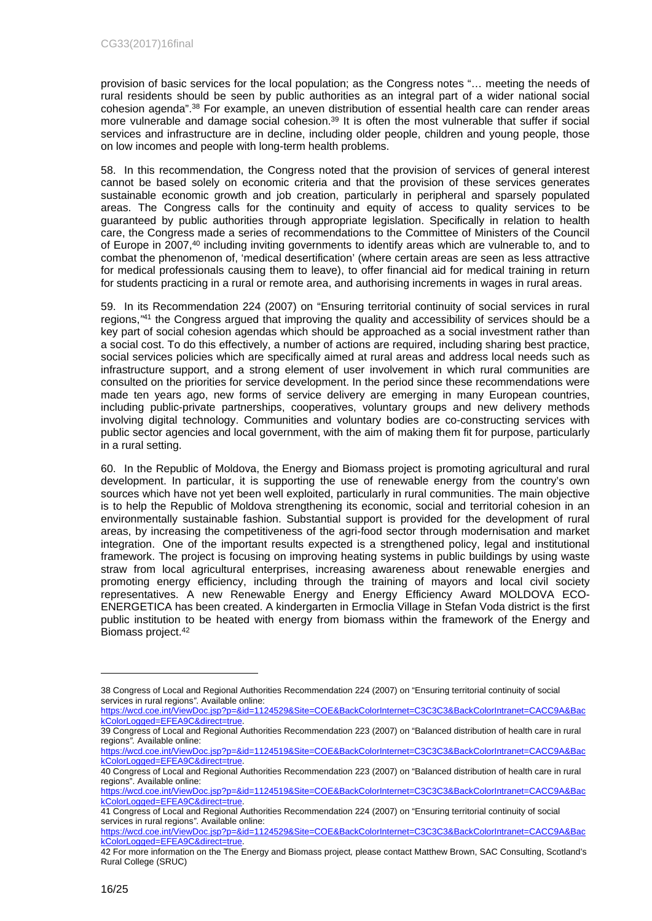provision of basic services for the local population; as the Congress notes "… meeting the needs of rural residents should be seen by public authorities as an integral part of a wider national social cohesion agenda".[38] For example, an uneven distribution of essential health care can render areas more vulnerable and damage social cohesion.[39] It is often the most vulnerable that suffer if social services and infrastructure are in decline, including older people, children and young people, those on low incomes and people with long-term health problems.

58. In this recommendation, the Congress noted that the provision of services of general interest cannot be based solely on economic criteria and that the provision of these services generates sustainable economic growth and job creation, particularly in peripheral and sparsely populated areas. The Congress calls for the continuity and equity of access to quality services to be guaranteed by public authorities through appropriate legislation. Specifically in relation to health care, the Congress made a series of recommendations to the Committee of Ministers of the Council of Europe in 2007,[40] including inviting governments to identify areas which are vulnerable to, and to combat the phenomenon of, 'medical desertification' (where certain areas are seen as less attractive for medical professionals causing them to leave), to offer financial aid for medical training in return for students practicing in a rural or remote area, and authorising increments in wages in rural areas.

59. In its Recommendation 224 (2007) on "Ensuring territorial continuity of social services in rural regions,"[41] the Congress argued that improving the quality and accessibility of services should be a key part of social cohesion agendas which should be approached as a social investment rather than a social cost. To do this effectively, a number of actions are required, including sharing best practice, social services policies which are specifically aimed at rural areas and address local needs such as infrastructure support, and a strong element of user involvement in which rural communities are consulted on the priorities for service development. In the period since these recommendations were made ten years ago, new forms of service delivery are emerging in many European countries, including public-private partnerships, cooperatives, voluntary groups and new delivery methods involving digital technology. Communities and voluntary bodies are co-constructing services with public sector agencies and local government, with the aim of making them fit for purpose, particularly in a rural setting.

60. In the Republic of Moldova, the Energy and Biomass project is promoting agricultural and rural development. In particular, it is supporting the use of renewable energy from the country's own sources which have not yet been well exploited, particularly in rural communities. The main objective is to help the Republic of Moldova strengthening its economic, social and territorial cohesion in an environmentally sustainable fashion. Substantial support is provided for the development of rural areas, by increasing the competitiveness of the agri-food sector through modernisation and market integration. One of the important results expected is a strengthened policy, legal and institutional framework. The project is focusing on improving heating systems in public buildings by using waste straw from local agricultural enterprises, increasing awareness about renewable energies and promoting energy efficiency, including through the training of mayors and local civil society representatives. A new Renewable Energy and Energy Efficiency Award MOLDOVA ECO-ENERGETICA has been created. A kindergarten in Ermoclia Village in Stefan Voda district is the first public institution to be heated with energy from biomass within the framework of the Energy and Biomass project.[42]

---

38 Congress of Local and Regional Authorities Recommendation 224 (2007) on "Ensuring territorial continuity of social services in rural regions". Available online: https://wcd.coe.int/ViewDoc.jsp?p=&id=1124529&Site=COE&BackColorInternet=C3C3C3&BackColorIntranet=CACC9A&BackColorLogged=EFEA9C&direct=true.

39 Congress of Local and Regional Authorities Recommendation 223 (2007) on "Balanced distribution of health care in rural regions". Available online: https://wcd.coe.int/ViewDoc.jsp?p=&id=1124519&Site=COE&BackColorInternet=C3C3C3&BackColorIntranet=CACC9A&BackColorLogged=EFEA9C&direct=true.

40 Congress of Local and Regional Authorities Recommendation 223 (2007) on "Balanced distribution of health care in rural regions". Available online: https://wcd.coe.int/ViewDoc.jsp?p=&id=1124519&Site=COE&BackColorInternet=C3C3C3&BackColorIntranet=CACC9A&BackColorLogged=EFEA9C&direct=true.

41 Congress of Local and Regional Authorities Recommendation 224 (2007) on "Ensuring territorial continuity of social services in rural regions". Available online: https://wcd.coe.int/ViewDoc.jsp?p=&id=1124529&Site=COE&BackColorInternet=C3C3C3&BackColorIntranet=CACC9A&BackColorLogged=EFEA9C&direct=true.

42 For more information on the The Energy and Biomass project, please contact Matthew Brown, SAC Consulting, Scotland's Rural College (SRUC)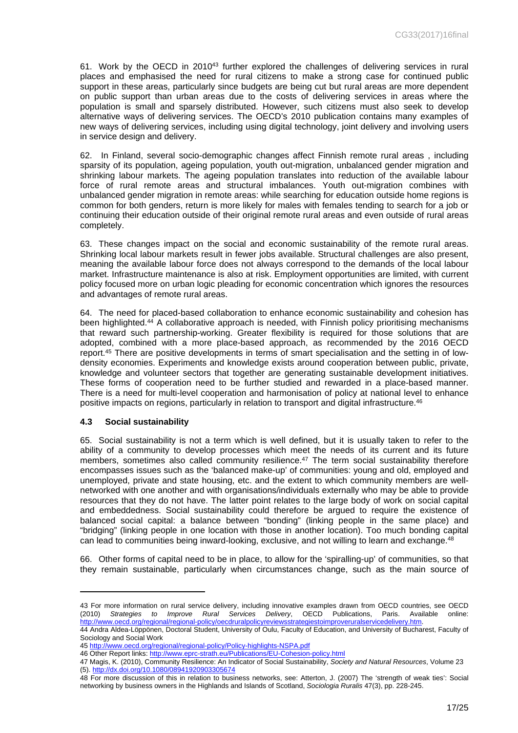61. Work by the OECD in 2010[43] further explored the challenges of delivering services in rural places and emphasised the need for rural citizens to make a strong case for continued public support in these areas, particularly since budgets are being cut but rural areas are more dependent on public support than urban areas due to the costs of delivering services in areas where the population is small and sparsely distributed. However, such citizens must also seek to develop alternative ways of delivering services. The OECD's 2010 publication contains many examples of new ways of delivering services, including using digital technology, joint delivery and involving users in service design and delivery.

62. In Finland, several socio-demographic changes affect Finnish remote rural areas , including sparsity of its population, ageing population, youth out-migration, unbalanced gender migration and shrinking labour markets. The ageing population translates into reduction of the available labour force of rural remote areas and structural imbalances. Youth out-migration combines with unbalanced gender migration in remote areas: while searching for education outside home regions is common for both genders, return is more likely for males with females tending to search for a job or continuing their education outside of their original remote rural areas and even outside of rural areas completely.

63. These changes impact on the social and economic sustainability of the remote rural areas. Shrinking local labour markets result in fewer jobs available. Structural challenges are also present, meaning the available labour force does not always correspond to the demands of the local labour market. Infrastructure maintenance is also at risk. Employment opportunities are limited, with current policy focused more on urban logic pleading for economic concentration which ignores the resources and advantages of remote rural areas.

64. The need for placed-based collaboration to enhance economic sustainability and cohesion has been highlighted.[44] A collaborative approach is needed, with Finnish policy prioritising mechanisms that reward such partnership-working. Greater flexibility is required for those solutions that are adopted, combined with a more place-based approach, as recommended by the 2016 OECD report.[45] There are positive developments in terms of smart specialisation and the setting in of low-density economies. Experiments and knowledge exists around cooperation between public, private, knowledge and volunteer sectors that together are generating sustainable development initiatives. These forms of cooperation need to be further studied and rewarded in a place-based manner. There is a need for multi-level cooperation and harmonisation of policy at national level to enhance positive impacts on regions, particularly in relation to transport and digital infrastructure.[46]

### 4.3 Social sustainability

65. Social sustainability is not a term which is well defined, but it is usually taken to refer to the ability of a community to develop processes which meet the needs of its current and its future members, sometimes also called community resilience.[47] The term social sustainability therefore encompasses issues such as the 'balanced make-up' of communities: young and old, employed and unemployed, private and state housing, etc. and the extent to which community members are well-networked with one another and with organisations/individuals externally who may be able to provide resources that they do not have. The latter point relates to the large body of work on social capital and embeddedness. Social sustainability could therefore be argued to require the existence of balanced social capital: a balance between "bonding" (linking people in the same place) and "bridging" (linking people in one location with those in another location). Too much bonding capital can lead to communities being inward-looking, exclusive, and not willing to learn and exchange.[48]

66. Other forms of capital need to be in place, to allow for the 'spiralling-up' of communities, so that they remain sustainable, particularly when circumstances change, such as the main source of

---

43 For more information on rural service delivery, including innovative examples drawn from OECD countries, see OECD (2010) *Strategies to Improve Rural Services Delivery*, OECD Publications, Paris. Available online: http://www.oecd.org/regional/regional-policy/oecdruralpolicyreviewsstrategiestoimproveruralservicedelivery.htm.

44 Andra Aldea-Löppönen, Doctoral Student, University of Oulu, Faculty of Education, and University of Bucharest, Faculty of Sociology and Social Work

45 http://www.oecd.org/regional/regional-policy/Policy-highlights-NSPA.pdf

46 Other Report links: http://www.eprc-strath.eu/Publications/EU-Cohesion-policy.html

47 Magis, K. (2010), Community Resilience: An Indicator of Social Sustainability, *Society and Natural Resources*, Volume 23 (5). http://dx.doi.org/10.1080/08941920903305674

48 For more discussion of this in relation to business networks, see: Atterton, J. (2007) The 'strength of weak ties': Social networking by business owners in the Highlands and Islands of Scotland, *Sociologia Ruralis* 47(3), pp. 228-245.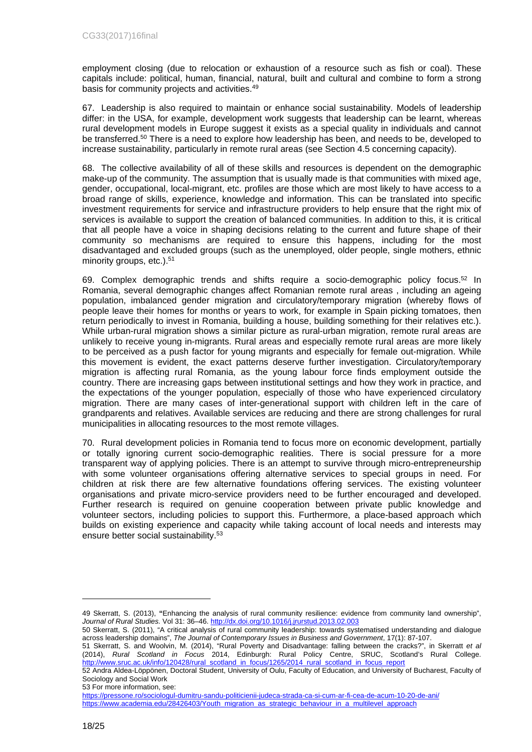employment closing (due to relocation or exhaustion of a resource such as fish or coal). These capitals include: political, human, financial, natural, built and cultural and combine to form a strong basis for community projects and activities.[49]

67. Leadership is also required to maintain or enhance social sustainability. Models of leadership differ: in the USA, for example, development work suggests that leadership can be learnt, whereas rural development models in Europe suggest it exists as a special quality in individuals and cannot be transferred.[50] There is a need to explore how leadership has been, and needs to be, developed to increase sustainability, particularly in remote rural areas (see Section 4.5 concerning capacity).

68. The collective availability of all of these skills and resources is dependent on the demographic make-up of the community. The assumption that is usually made is that communities with mixed age, gender, occupational, local-migrant, etc. profiles are those which are most likely to have access to a broad range of skills, experience, knowledge and information. This can be translated into specific investment requirements for service and infrastructure providers to help ensure that the right mix of services is available to support the creation of balanced communities. In addition to this, it is critical that all people have a voice in shaping decisions relating to the current and future shape of their community so mechanisms are required to ensure this happens, including for the most disadvantaged and excluded groups (such as the unemployed, older people, single mothers, ethnic minority groups, etc.).[51]

69. Complex demographic trends and shifts require a socio-demographic policy focus.[52] In Romania, several demographic changes affect Romanian remote rural areas , including an ageing population, imbalanced gender migration and circulatory/temporary migration (whereby flows of people leave their homes for months or years to work, for example in Spain picking tomatoes, then return periodically to invest in Romania, building a house, building something for their relatives etc.). While urban-rural migration shows a similar picture as rural-urban migration, remote rural areas are unlikely to receive young in-migrants. Rural areas and especially remote rural areas are more likely to be perceived as a push factor for young migrants and especially for female out-migration. While this movement is evident, the exact patterns deserve further investigation. Circulatory/temporary migration is affecting rural Romania, as the young labour force finds employment outside the country. There are increasing gaps between institutional settings and how they work in practice, and the expectations of the younger population, especially of those who have experienced circulatory migration. There are many cases of inter-generational support with children left in the care of grandparents and relatives. Available services are reducing and there are strong challenges for rural municipalities in allocating resources to the most remote villages.

70. Rural development policies in Romania tend to focus more on economic development, partially or totally ignoring current socio-demographic realities. There is social pressure for a more transparent way of applying policies. There is an attempt to survive through micro-entrepreneurship with some volunteer organisations offering alternative services to special groups in need. For children at risk there are few alternative foundations offering services. The existing volunteer organisations and private micro-service providers need to be further encouraged and developed. Further research is required on genuine cooperation between private public knowledge and volunteer sectors, including policies to support this. Furthermore, a place-based approach which builds on existing experience and capacity while taking account of local needs and interests may ensure better social sustainability.[53]

---

49 Skerratt, S. (2013), **"**Enhancing the analysis of rural community resilience: evidence from community land ownership", *Journal of Rural Studies.* Vol 31: 36–46. http://dx.doi.org/10.1016/j.jrurstud.2013.02.003

50 Skerratt, S. (2011), "A critical analysis of rural community leadership: towards systematised understanding and dialogue across leadership domains", *The Journal of Contemporary Issues in Business and Government*, 17(1): 87-107.

51 Skerratt, S. and Woolvin, M. (2014), "Rural Poverty and Disadvantage: falling between the cracks?", in Skerratt *et al* (2014), *Rural Scotland in Focus* 2014, Edinburgh: Rural Policy Centre, SRUC, Scotland's Rural College. http://www.sruc.ac.uk/info/120428/rural_scotland_in_focus/1265/2014_rural_scotland_in_focus_report

52 Andra Aldea-Löppönen, Doctoral Student, University of Oulu, Faculty of Education, and University of Bucharest, Faculty of Sociology and Social Work

53 For more information, see:
https://pressone.ro/sociologul-dumitru-sandu-politicienii-judeca-strada-ca-si-cum-ar-fi-cea-de-acum-10-20-de-ani/
https://www.academia.edu/28426403/Youth_migration_as_strategic_behaviour_in_a_multilevel_approach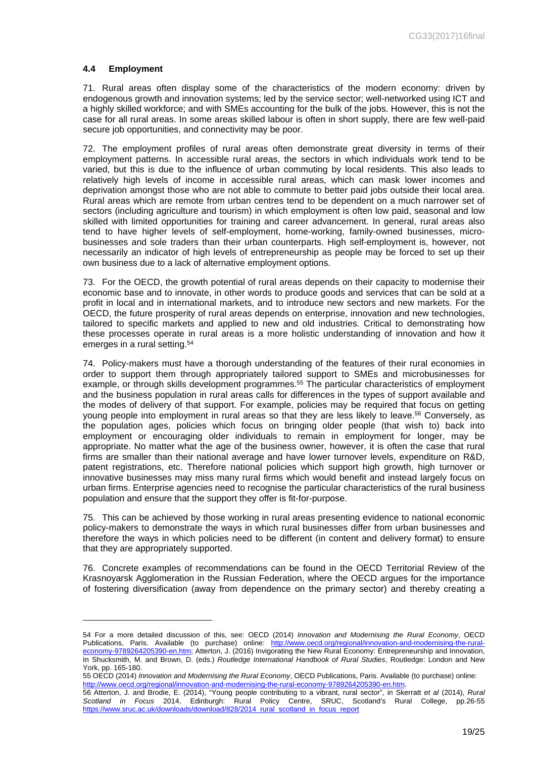### 4.4 Employment

71. Rural areas often display some of the characteristics of the modern economy: driven by endogenous growth and innovation systems; led by the service sector; well-networked using ICT and a highly skilled workforce; and with SMEs accounting for the bulk of the jobs. However, this is not the case for all rural areas. In some areas skilled labour is often in short supply, there are few well-paid secure job opportunities, and connectivity may be poor.

72. The employment profiles of rural areas often demonstrate great diversity in terms of their employment patterns. In accessible rural areas, the sectors in which individuals work tend to be varied, but this is due to the influence of urban commuting by local residents. This also leads to relatively high levels of income in accessible rural areas, which can mask lower incomes and deprivation amongst those who are not able to commute to better paid jobs outside their local area. Rural areas which are remote from urban centres tend to be dependent on a much narrower set of sectors (including agriculture and tourism) in which employment is often low paid, seasonal and low skilled with limited opportunities for training and career advancement. In general, rural areas also tend to have higher levels of self-employment, home-working, family-owned businesses, micro-businesses and sole traders than their urban counterparts. High self-employment is, however, not necessarily an indicator of high levels of entrepreneurship as people may be forced to set up their own business due to a lack of alternative employment options.

73. For the OECD, the growth potential of rural areas depends on their capacity to modernise their economic base and to innovate, in other words to produce goods and services that can be sold at a profit in local and in international markets, and to introduce new sectors and new markets. For the OECD, the future prosperity of rural areas depends on enterprise, innovation and new technologies, tailored to specific markets and applied to new and old industries. Critical to demonstrating how these processes operate in rural areas is a more holistic understanding of innovation and how it emerges in a rural setting.[54]

74. Policy-makers must have a thorough understanding of the features of their rural economies in order to support them through appropriately tailored support to SMEs and microbusinesses for example, or through skills development programmes.[55] The particular characteristics of employment and the business population in rural areas calls for differences in the types of support available and the modes of delivery of that support. For example, policies may be required that focus on getting young people into employment in rural areas so that they are less likely to leave.[56] Conversely, as the population ages, policies which focus on bringing older people (that wish to) back into employment or encouraging older individuals to remain in employment for longer, may be appropriate. No matter what the age of the business owner, however, it is often the case that rural firms are smaller than their national average and have lower turnover levels, expenditure on R&D, patent registrations, etc. Therefore national policies which support high growth, high turnover or innovative businesses may miss many rural firms which would benefit and instead largely focus on urban firms. Enterprise agencies need to recognise the particular characteristics of the rural business population and ensure that the support they offer is fit-for-purpose.

75. This can be achieved by those working in rural areas presenting evidence to national economic policy-makers to demonstrate the ways in which rural businesses differ from urban businesses and therefore the ways in which policies need to be different (in content and delivery format) to ensure that they are appropriately supported.

76. Concrete examples of recommendations can be found in the OECD Territorial Review of the Krasnoyarsk Agglomeration in the Russian Federation, where the OECD argues for the importance of fostering diversification (away from dependence on the primary sector) and thereby creating a

---

54 For a more detailed discussion of this, see: OECD (2014) *Innovation and Modernising the Rural Economy*, OECD Publications, Paris. Available (to purchase) online: http://www.oecd.org/regional/innovation-and-modernising-the-rural-economy-9789264205390-en.htm; Atterton, J. (2016) Invigorating the New Rural Economy: Entrepreneurship and Innovation, In Shucksmith, M. and Brown, D. (eds.) *Routledge International Handbook of Rural Studies*, Routledge: London and New York, pp. 165-180.

55 OECD (2014) *Innovation and Modernising the Rural Economy*, OECD Publications, Paris. Available (to purchase) online: http://www.oecd.org/regional/innovation-and-modernising-the-rural-economy-9789264205390-en.htm.

56 Atterton, J. and Brodie, E. (2014), "Young people contributing to a vibrant, rural sector", in Skerratt *et al* (2014), *Rural Scotland in Focus* 2014, Edinburgh: Rural Policy Centre, SRUC, Scotland's Rural College, pp.26-55 https://www.sruc.ac.uk/downloads/download/828/2014_rural_scotland_in_focus_report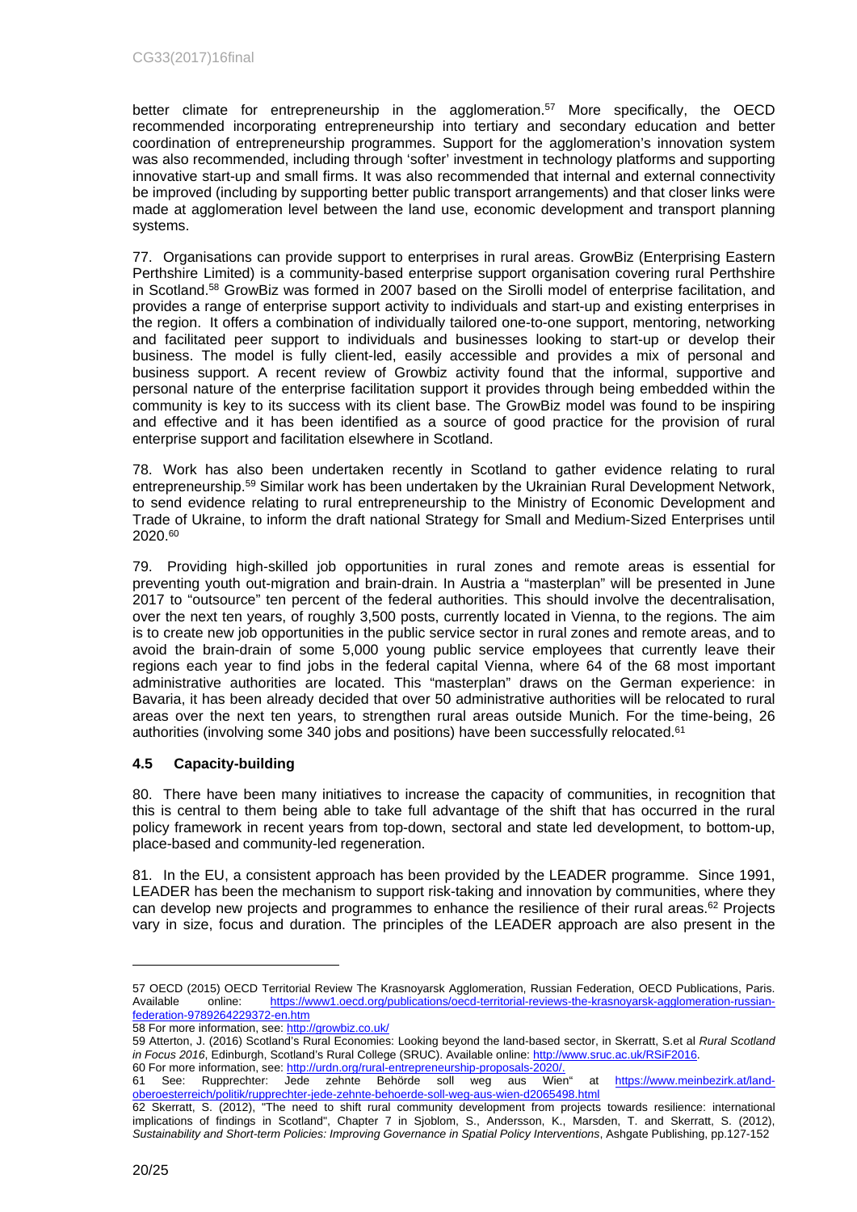better climate for entrepreneurship in the agglomeration.[57] More specifically, the OECD recommended incorporating entrepreneurship into tertiary and secondary education and better coordination of entrepreneurship programmes. Support for the agglomeration's innovation system was also recommended, including through 'softer' investment in technology platforms and supporting innovative start-up and small firms. It was also recommended that internal and external connectivity be improved (including by supporting better public transport arrangements) and that closer links were made at agglomeration level between the land use, economic development and transport planning systems.

77. Organisations can provide support to enterprises in rural areas. GrowBiz (Enterprising Eastern Perthshire Limited) is a community-based enterprise support organisation covering rural Perthshire in Scotland.[58] GrowBiz was formed in 2007 based on the Sirolli model of enterprise facilitation, and provides a range of enterprise support activity to individuals and start-up and existing enterprises in the region. It offers a combination of individually tailored one-to-one support, mentoring, networking and facilitated peer support to individuals and businesses looking to start-up or develop their business. The model is fully client-led, easily accessible and provides a mix of personal and business support. A recent review of Growbiz activity found that the informal, supportive and personal nature of the enterprise facilitation support it provides through being embedded within the community is key to its success with its client base. The GrowBiz model was found to be inspiring and effective and it has been identified as a source of good practice for the provision of rural enterprise support and facilitation elsewhere in Scotland.

78. Work has also been undertaken recently in Scotland to gather evidence relating to rural entrepreneurship.[59] Similar work has been undertaken by the Ukrainian Rural Development Network, to send evidence relating to rural entrepreneurship to the Ministry of Economic Development and Trade of Ukraine, to inform the draft national Strategy for Small and Medium-Sized Enterprises until 2020.[60]

79. Providing high-skilled job opportunities in rural zones and remote areas is essential for preventing youth out-migration and brain-drain. In Austria a "masterplan" will be presented in June 2017 to "outsource" ten percent of the federal authorities. This should involve the decentralisation, over the next ten years, of roughly 3,500 posts, currently located in Vienna, to the regions. The aim is to create new job opportunities in the public service sector in rural zones and remote areas, and to avoid the brain-drain of some 5,000 young public service employees that currently leave their regions each year to find jobs in the federal capital Vienna, where 64 of the 68 most important administrative authorities are located. This "masterplan" draws on the German experience: in Bavaria, it has been already decided that over 50 administrative authorities will be relocated to rural areas over the next ten years, to strengthen rural areas outside Munich. For the time-being, 26 authorities (involving some 340 jobs and positions) have been successfully relocated.[61]

### 4.5 Capacity-building

80. There have been many initiatives to increase the capacity of communities, in recognition that this is central to them being able to take full advantage of the shift that has occurred in the rural policy framework in recent years from top-down, sectoral and state led development, to bottom-up, place-based and community-led regeneration.

81. In the EU, a consistent approach has been provided by the LEADER programme. Since 1991, LEADER has been the mechanism to support risk-taking and innovation by communities, where they can develop new projects and programmes to enhance the resilience of their rural areas.[62] Projects vary in size, focus and duration. The principles of the LEADER approach are also present in the

---

57 OECD (2015) OECD Territorial Review The Krasnoyarsk Agglomeration, Russian Federation, OECD Publications, Paris. Available online: https://www1.oecd.org/publications/oecd-territorial-reviews-the-krasnoyarsk-agglomeration-russian-federation-9789264229372-en.htm

58 For more information, see: http://growbiz.co.uk/

59 Atterton, J. (2016) Scotland's Rural Economies: Looking beyond the land-based sector, in Skerratt, S.et al *Rural Scotland in Focus 2016*, Edinburgh, Scotland's Rural College (SRUC). Available online: http://www.sruc.ac.uk/RSiF2016.

60 For more information, see: http://urdn.org/rural-entrepreneurship-proposals-2020/.

61 See: Rupprechter: Jede zehnte Behörde soll weg aus Wien" at https://www.meinbezirk.at/land-oberoesterreich/politik/rupprechter-jede-zehnte-behoerde-soll-weg-aus-wien-d2065498.html

62 Skerratt, S. (2012), "The need to shift rural community development from projects towards resilience: international implications of findings in Scotland", Chapter 7 in Sjoblom, S., Andersson, K., Marsden, T. and Skerratt, S. (2012), *Sustainability and Short-term Policies: Improving Governance in Spatial Policy Interventions*, Ashgate Publishing, pp.127-152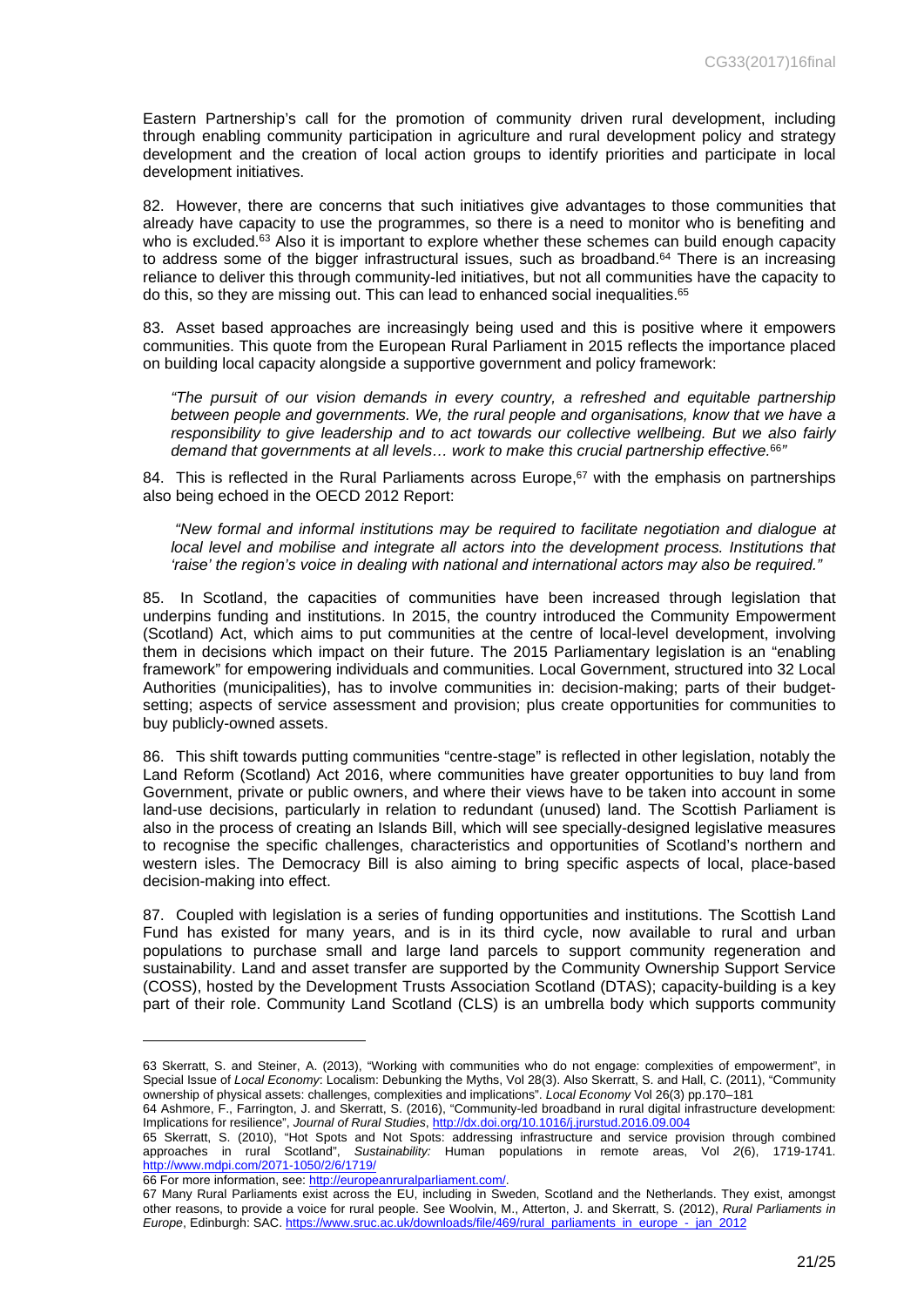Eastern Partnership's call for the promotion of community driven rural development, including through enabling community participation in agriculture and rural development policy and strategy development and the creation of local action groups to identify priorities and participate in local development initiatives.

82. However, there are concerns that such initiatives give advantages to those communities that already have capacity to use the programmes, so there is a need to monitor who is benefiting and who is excluded.[63] Also it is important to explore whether these schemes can build enough capacity to address some of the bigger infrastructural issues, such as broadband.[64] There is an increasing reliance to deliver this through community-led initiatives, but not all communities have the capacity to do this, so they are missing out. This can lead to enhanced social inequalities.[65]

83. Asset based approaches are increasingly being used and this is positive where it empowers communities. This quote from the European Rural Parliament in 2015 reflects the importance placed on building local capacity alongside a supportive government and policy framework:

> *"The pursuit of our vision demands in every country, a refreshed and equitable partnership between people and governments. We, the rural people and organisations, know that we have a responsibility to give leadership and to act towards our collective wellbeing. But we also fairly demand that governments at all levels… work to make this crucial partnership effective.*[66]*"*

84. This is reflected in the Rural Parliaments across Europe,[67] with the emphasis on partnerships also being echoed in the OECD 2012 Report:

> *"New formal and informal institutions may be required to facilitate negotiation and dialogue at local level and mobilise and integrate all actors into the development process. Institutions that 'raise' the region's voice in dealing with national and international actors may also be required."*

85. In Scotland, the capacities of communities have been increased through legislation that underpins funding and institutions. In 2015, the country introduced the Community Empowerment (Scotland) Act, which aims to put communities at the centre of local-level development, involving them in decisions which impact on their future. The 2015 Parliamentary legislation is an "enabling framework" for empowering individuals and communities. Local Government, structured into 32 Local Authorities (municipalities), has to involve communities in: decision-making; parts of their budget-setting; aspects of service assessment and provision; plus create opportunities for communities to buy publicly-owned assets.

86. This shift towards putting communities "centre-stage" is reflected in other legislation, notably the Land Reform (Scotland) Act 2016, where communities have greater opportunities to buy land from Government, private or public owners, and where their views have to be taken into account in some land-use decisions, particularly in relation to redundant (unused) land. The Scottish Parliament is also in the process of creating an Islands Bill, which will see specially-designed legislative measures to recognise the specific challenges, characteristics and opportunities of Scotland's northern and western isles. The Democracy Bill is also aiming to bring specific aspects of local, place-based decision-making into effect.

87. Coupled with legislation is a series of funding opportunities and institutions. The Scottish Land Fund has existed for many years, and is in its third cycle, now available to rural and urban populations to purchase small and large land parcels to support community regeneration and sustainability. Land and asset transfer are supported by the Community Ownership Support Service (COSS), hosted by the Development Trusts Association Scotland (DTAS); capacity-building is a key part of their role. Community Land Scotland (CLS) is an umbrella body which supports community

---

63 Skerratt, S. and Steiner, A. (2013), "Working with communities who do not engage: complexities of empowerment", in Special Issue of *Local Economy*: Localism: Debunking the Myths, Vol 28(3). Also Skerratt, S. and Hall, C. (2011), "Community ownership of physical assets: challenges, complexities and implications". *Local Economy* Vol 26(3) pp.170–181

64 Ashmore, F., Farrington, J. and Skerratt, S. (2016), "Community-led broadband in rural digital infrastructure development: Implications for resilience", *Journal of Rural Studies*, http://dx.doi.org/10.1016/j.jrurstud.2016.09.004

65 Skerratt, S. (2010), "Hot Spots and Not Spots: addressing infrastructure and service provision through combined approaches in rural Scotland", *Sustainability:* Human populations in remote areas, Vol *2*(6), 1719-1741. http://www.mdpi.com/2071-1050/2/6/1719/

66 For more information, see: http://europeanruralparliament.com/.

67 Many Rural Parliaments exist across the EU, including in Sweden, Scotland and the Netherlands. They exist, amongst other reasons, to provide a voice for rural people. See Woolvin, M., Atterton, J. and Skerratt, S. (2012), *Rural Parliaments in Europe*, Edinburgh: SAC. https://www.sruc.ac.uk/downloads/file/469/rural_parliaments_in_europe_-_jan_2012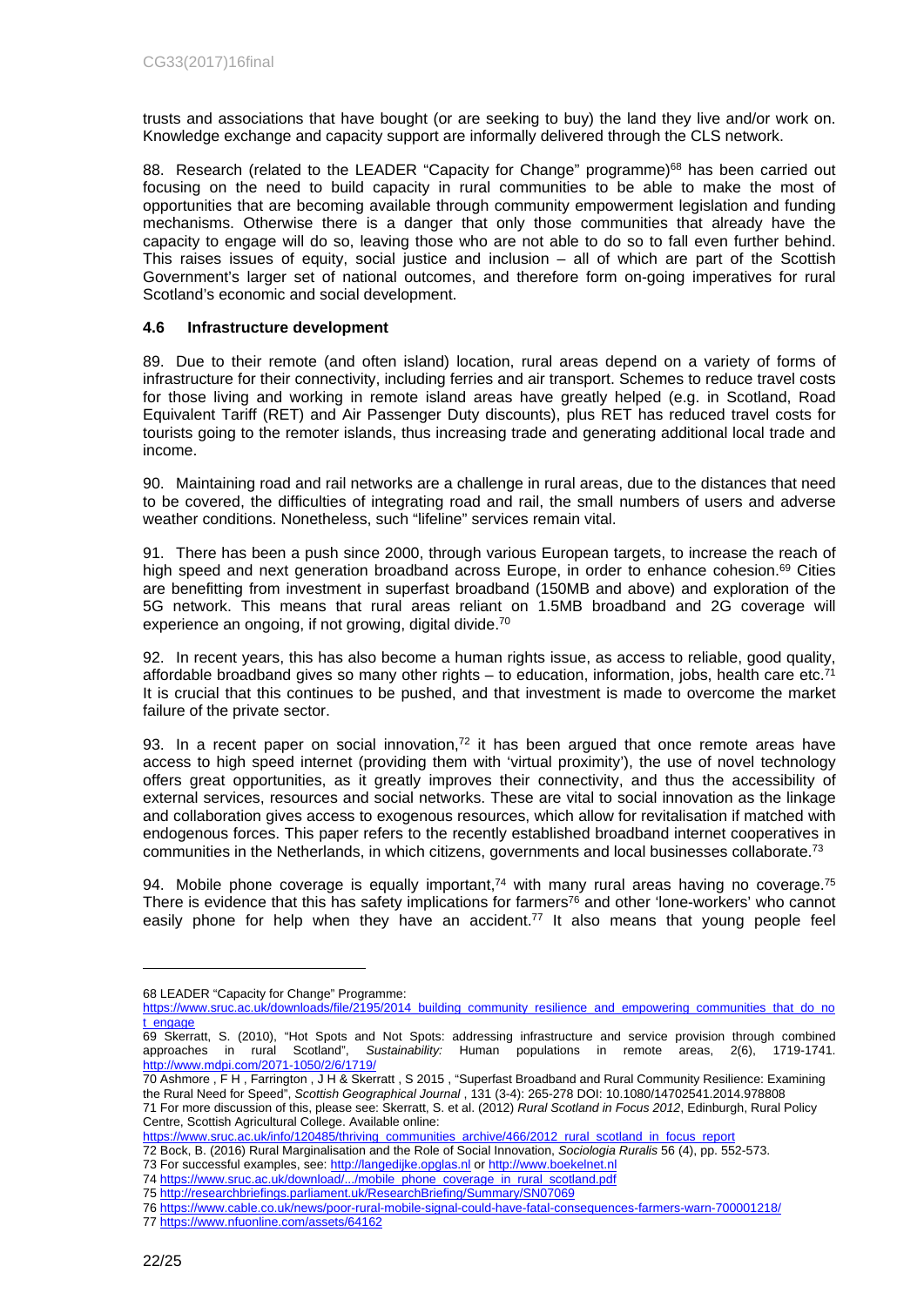trusts and associations that have bought (or are seeking to buy) the land they live and/or work on. Knowledge exchange and capacity support are informally delivered through the CLS network.

88. Research (related to the LEADER "Capacity for Change" programme)[68] has been carried out focusing on the need to build capacity in rural communities to be able to make the most of opportunities that are becoming available through community empowerment legislation and funding mechanisms. Otherwise there is a danger that only those communities that already have the capacity to engage will do so, leaving those who are not able to do so to fall even further behind. This raises issues of equity, social justice and inclusion – all of which are part of the Scottish Government's larger set of national outcomes, and therefore form on-going imperatives for rural Scotland's economic and social development.

### 4.6 Infrastructure development

89. Due to their remote (and often island) location, rural areas depend on a variety of forms of infrastructure for their connectivity, including ferries and air transport. Schemes to reduce travel costs for those living and working in remote island areas have greatly helped (e.g. in Scotland, Road Equivalent Tariff (RET) and Air Passenger Duty discounts), plus RET has reduced travel costs for tourists going to the remoter islands, thus increasing trade and generating additional local trade and income.

90. Maintaining road and rail networks are a challenge in rural areas, due to the distances that need to be covered, the difficulties of integrating road and rail, the small numbers of users and adverse weather conditions. Nonetheless, such "lifeline" services remain vital.

91. There has been a push since 2000, through various European targets, to increase the reach of high speed and next generation broadband across Europe, in order to enhance cohesion.[69] Cities are benefitting from investment in superfast broadband (150MB and above) and exploration of the 5G network. This means that rural areas reliant on 1.5MB broadband and 2G coverage will experience an ongoing, if not growing, digital divide.[70]

92. In recent years, this has also become a human rights issue, as access to reliable, good quality, affordable broadband gives so many other rights – to education, information, jobs, health care etc.[71] It is crucial that this continues to be pushed, and that investment is made to overcome the market failure of the private sector.

93. In a recent paper on social innovation,[72] it has been argued that once remote areas have access to high speed internet (providing them with 'virtual proximity'), the use of novel technology offers great opportunities, as it greatly improves their connectivity, and thus the accessibility of external services, resources and social networks. These are vital to social innovation as the linkage and collaboration gives access to exogenous resources, which allow for revitalisation if matched with endogenous forces. This paper refers to the recently established broadband internet cooperatives in communities in the Netherlands, in which citizens, governments and local businesses collaborate.[73]

94. Mobile phone coverage is equally important,[74] with many rural areas having no coverage.[75] There is evidence that this has safety implications for farmers[76] and other 'lone-workers' who cannot easily phone for help when they have an accident.[77] It also means that young people feel

---

68 LEADER "Capacity for Change" Programme: https://www.sruc.ac.uk/downloads/file/2195/2014_building_community_resilience_and_empowering_communities_that_do_not_engage

69 Skerratt, S. (2010), "Hot Spots and Not Spots: addressing infrastructure and service provision through combined approaches in rural Scotland", *Sustainability:* Human populations in remote areas, 2(6), 1719-1741. http://www.mdpi.com/2071-1050/2/6/1719/

70 Ashmore , F H , Farrington , J H & Skerratt , S 2015 , "Superfast Broadband and Rural Community Resilience: Examining the Rural Need for Speed", *Scottish Geographical Journal* , 131 (3-4): 265-278 DOI: 10.1080/14702541.2014.978808

71 For more discussion of this, please see: Skerratt, S. et al. (2012) *Rural Scotland in Focus 2012*, Edinburgh, Rural Policy Centre, Scottish Agricultural College. Available online: https://www.sruc.ac.uk/info/120485/thriving_communities_archive/466/2012_rural_scotland_in_focus_report

72 Bock, B. (2016) Rural Marginalisation and the Role of Social Innovation, *Sociologia Ruralis* 56 (4), pp. 552-573.

73 For successful examples, see: http://langedijke.opglas.nl or http://www.boekelnet.nl

74 https://www.sruc.ac.uk/download/.../mobile_phone_coverage_in_rural_scotland.pdf

75 http://researchbriefings.parliament.uk/ResearchBriefing/Summary/SN07069

76 https://www.cable.co.uk/news/poor-rural-mobile-signal-could-have-fatal-consequences-farmers-warn-700001218/

77 https://www.nfuonline.com/assets/64162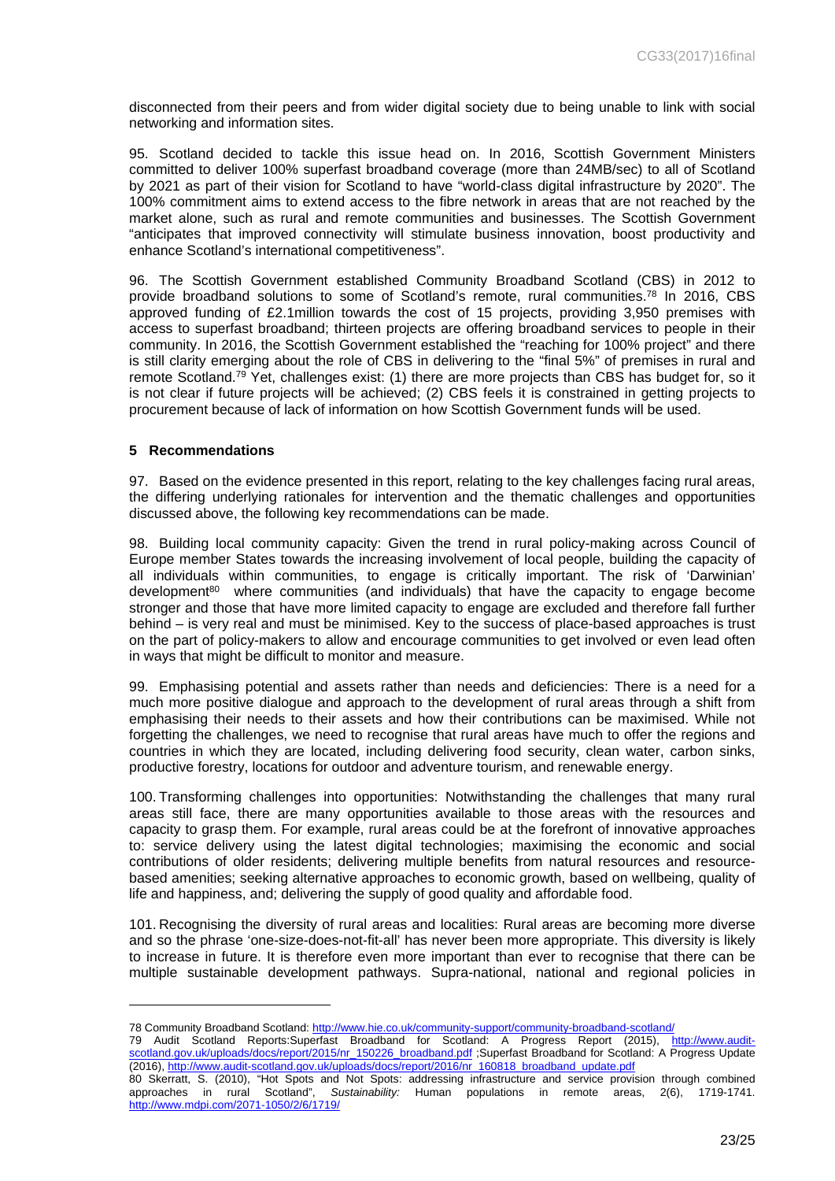disconnected from their peers and from wider digital society due to being unable to link with social networking and information sites.

95. Scotland decided to tackle this issue head on. In 2016, Scottish Government Ministers committed to deliver 100% superfast broadband coverage (more than 24MB/sec) to all of Scotland by 2021 as part of their vision for Scotland to have "world-class digital infrastructure by 2020". The 100% commitment aims to extend access to the fibre network in areas that are not reached by the market alone, such as rural and remote communities and businesses. The Scottish Government "anticipates that improved connectivity will stimulate business innovation, boost productivity and enhance Scotland's international competitiveness".

96. The Scottish Government established Community Broadband Scotland (CBS) in 2012 to provide broadband solutions to some of Scotland's remote, rural communities.[78] In 2016, CBS approved funding of £2.1million towards the cost of 15 projects, providing 3,950 premises with access to superfast broadband; thirteen projects are offering broadband services to people in their community. In 2016, the Scottish Government established the "reaching for 100% project" and there is still clarity emerging about the role of CBS in delivering to the "final 5%" of premises in rural and remote Scotland.[79] Yet, challenges exist: (1) there are more projects than CBS has budget for, so it is not clear if future projects will be achieved; (2) CBS feels it is constrained in getting projects to procurement because of lack of information on how Scottish Government funds will be used.

## 5 Recommendations

97. Based on the evidence presented in this report, relating to the key challenges facing rural areas, the differing underlying rationales for intervention and the thematic challenges and opportunities discussed above, the following key recommendations can be made.

98. Building local community capacity: Given the trend in rural policy-making across Council of Europe member States towards the increasing involvement of local people, building the capacity of all individuals within communities, to engage is critically important. The risk of 'Darwinian' development[80] where communities (and individuals) that have the capacity to engage become stronger and those that have more limited capacity to engage are excluded and therefore fall further behind – is very real and must be minimised. Key to the success of place-based approaches is trust on the part of policy-makers to allow and encourage communities to get involved or even lead often in ways that might be difficult to monitor and measure.

99. Emphasising potential and assets rather than needs and deficiencies: There is a need for a much more positive dialogue and approach to the development of rural areas through a shift from emphasising their needs to their assets and how their contributions can be maximised. While not forgetting the challenges, we need to recognise that rural areas have much to offer the regions and countries in which they are located, including delivering food security, clean water, carbon sinks, productive forestry, locations for outdoor and adventure tourism, and renewable energy.

100. Transforming challenges into opportunities: Notwithstanding the challenges that many rural areas still face, there are many opportunities available to those areas with the resources and capacity to grasp them. For example, rural areas could be at the forefront of innovative approaches to: service delivery using the latest digital technologies; maximising the economic and social contributions of older residents; delivering multiple benefits from natural resources and resource-based amenities; seeking alternative approaches to economic growth, based on wellbeing, quality of life and happiness, and; delivering the supply of good quality and affordable food.

101. Recognising the diversity of rural areas and localities: Rural areas are becoming more diverse and so the phrase 'one-size-does-not-fit-all' has never been more appropriate. This diversity is likely to increase in future. It is therefore even more important than ever to recognise that there can be multiple sustainable development pathways. Supra-national, national and regional policies in

---

78 Community Broadband Scotland: http://www.hie.co.uk/community-support/community-broadband-scotland/

79 Audit Scotland Reports:Superfast Broadband for Scotland: A Progress Report (2015), http://www.audit-scotland.gov.uk/uploads/docs/report/2015/nr_150226_broadband.pdf ;Superfast Broadband for Scotland: A Progress Update (2016), http://www.audit-scotland.gov.uk/uploads/docs/report/2016/nr_160818_broadband_update.pdf

80 Skerratt, S. (2010), "Hot Spots and Not Spots: addressing infrastructure and service provision through combined approaches in rural Scotland", *Sustainability:* Human populations in remote areas, 2(6), 1719-1741. http://www.mdpi.com/2071-1050/2/6/1719/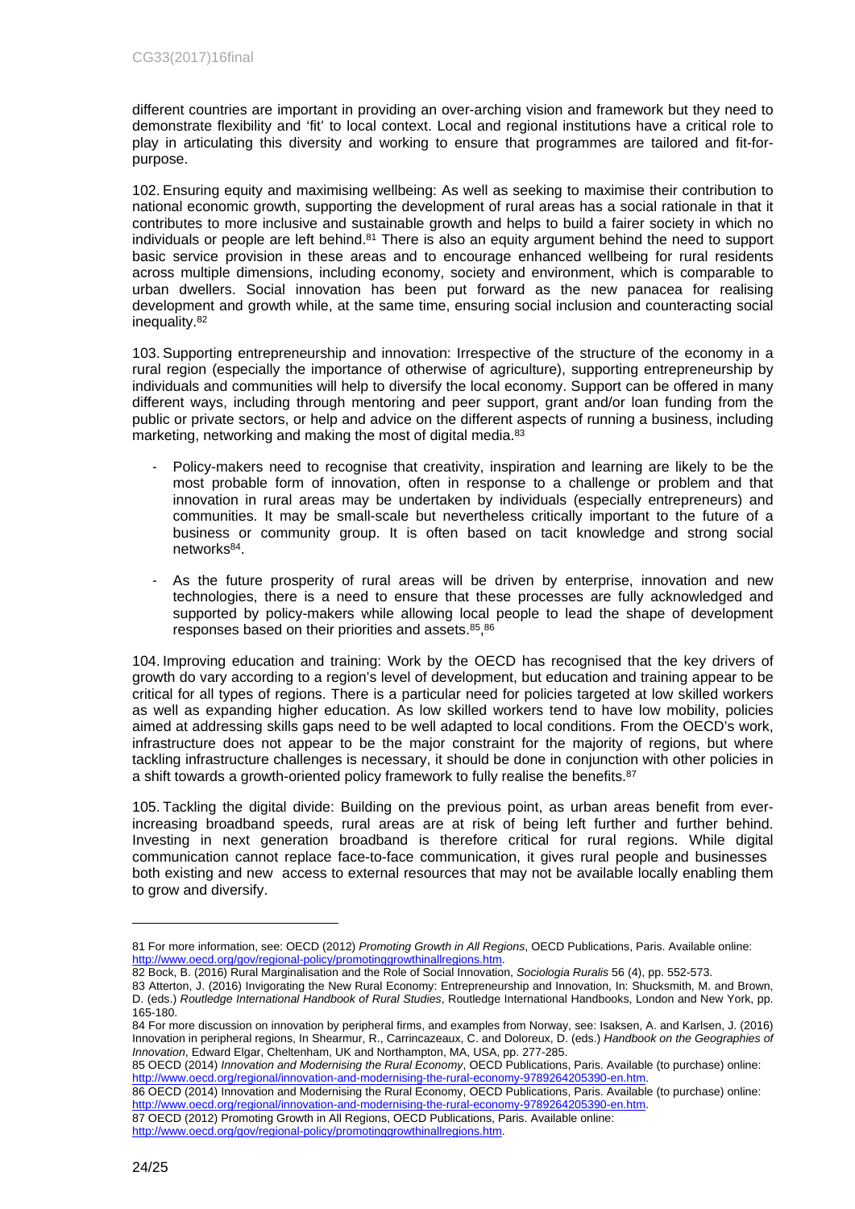different countries are important in providing an over-arching vision and framework but they need to demonstrate flexibility and 'fit' to local context. Local and regional institutions have a critical role to play in articulating this diversity and working to ensure that programmes are tailored and fit-for-purpose.

102. Ensuring equity and maximising wellbeing: As well as seeking to maximise their contribution to national economic growth, supporting the development of rural areas has a social rationale in that it contributes to more inclusive and sustainable growth and helps to build a fairer society in which no individuals or people are left behind.[81] There is also an equity argument behind the need to support basic service provision in these areas and to encourage enhanced wellbeing for rural residents across multiple dimensions, including economy, society and environment, which is comparable to urban dwellers. Social innovation has been put forward as the new panacea for realising development and growth while, at the same time, ensuring social inclusion and counteracting social inequality.[82]

103. Supporting entrepreneurship and innovation: Irrespective of the structure of the economy in a rural region (especially the importance of otherwise of agriculture), supporting entrepreneurship by individuals and communities will help to diversify the local economy. Support can be offered in many different ways, including through mentoring and peer support, grant and/or loan funding from the public or private sectors, or help and advice on the different aspects of running a business, including marketing, networking and making the most of digital media.[83]

- Policy-makers need to recognise that creativity, inspiration and learning are likely to be the most probable form of innovation, often in response to a challenge or problem and that innovation in rural areas may be undertaken by individuals (especially entrepreneurs) and communities. It may be small-scale but nevertheless critically important to the future of a business or community group. It is often based on tacit knowledge and strong social networks[84].
- As the future prosperity of rural areas will be driven by enterprise, innovation and new technologies, there is a need to ensure that these processes are fully acknowledged and supported by policy-makers while allowing local people to lead the shape of development responses based on their priorities and assets.[85],[86]

104. Improving education and training: Work by the OECD has recognised that the key drivers of growth do vary according to a region's level of development, but education and training appear to be critical for all types of regions. There is a particular need for policies targeted at low skilled workers as well as expanding higher education. As low skilled workers tend to have low mobility, policies aimed at addressing skills gaps need to be well adapted to local conditions. From the OECD's work, infrastructure does not appear to be the major constraint for the majority of regions, but where tackling infrastructure challenges is necessary, it should be done in conjunction with other policies in a shift towards a growth-oriented policy framework to fully realise the benefits.[87]

105. Tackling the digital divide: Building on the previous point, as urban areas benefit from ever-increasing broadband speeds, rural areas are at risk of being left further and further behind. Investing in next generation broadband is therefore critical for rural regions. While digital communication cannot replace face-to-face communication, it gives rural people and businesses both existing and new access to external resources that may not be available locally enabling them to grow and diversify.

---

81 For more information, see: OECD (2012) *Promoting Growth in All Regions*, OECD Publications, Paris. Available online: http://www.oecd.org/gov/regional-policy/promotinggrowthinallregions.htm.

82 Bock, B. (2016) Rural Marginalisation and the Role of Social Innovation, *Sociologia Ruralis* 56 (4), pp. 552-573.

83 Atterton, J. (2016) Invigorating the New Rural Economy: Entrepreneurship and Innovation, In: Shucksmith, M. and Brown, D. (eds.) *Routledge International Handbook of Rural Studies*, Routledge International Handbooks, London and New York, pp. 165-180.

84 For more discussion on innovation by peripheral firms, and examples from Norway, see: Isaksen, A. and Karlsen, J. (2016) Innovation in peripheral regions, In Shearmur, R., Carrincazeaux, C. and Doloreux, D. (eds.) *Handbook on the Geographies of Innovation*, Edward Elgar, Cheltenham, UK and Northampton, MA, USA, pp. 277-285.

85 OECD (2014) *Innovation and Modernising the Rural Economy*, OECD Publications, Paris. Available (to purchase) online: http://www.oecd.org/regional/innovation-and-modernising-the-rural-economy-9789264205390-en.htm.

86 OECD (2014) Innovation and Modernising the Rural Economy, OECD Publications, Paris. Available (to purchase) online: http://www.oecd.org/regional/innovation-and-modernising-the-rural-economy-9789264205390-en.htm.

87 OECD (2012) Promoting Growth in All Regions, OECD Publications, Paris. Available online: http://www.oecd.org/gov/regional-policy/promotinggrowthinallregions.htm.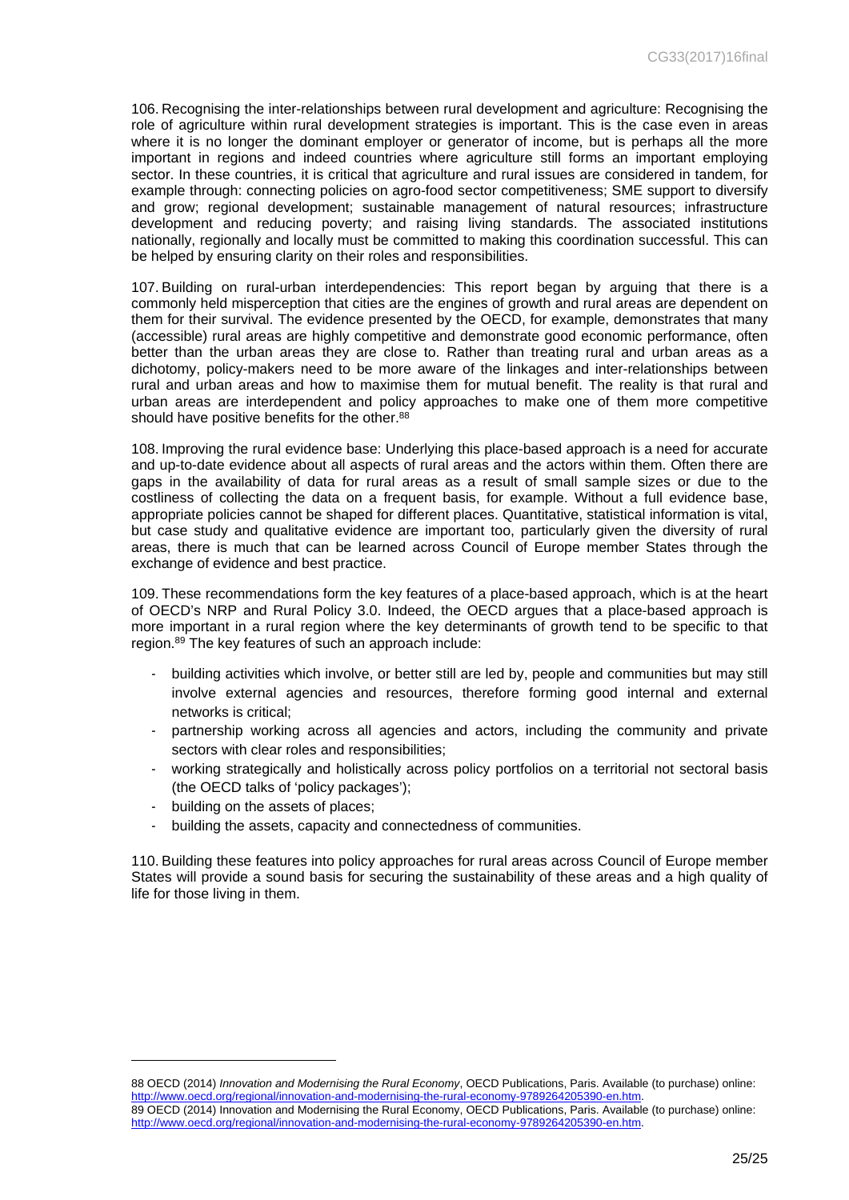106. Recognising the inter-relationships between rural development and agriculture: Recognising the role of agriculture within rural development strategies is important. This is the case even in areas where it is no longer the dominant employer or generator of income, but is perhaps all the more important in regions and indeed countries where agriculture still forms an important employing sector. In these countries, it is critical that agriculture and rural issues are considered in tandem, for example through: connecting policies on agro-food sector competitiveness; SME support to diversify and grow; regional development; sustainable management of natural resources; infrastructure development and reducing poverty; and raising living standards. The associated institutions nationally, regionally and locally must be committed to making this coordination successful. This can be helped by ensuring clarity on their roles and responsibilities.

107. Building on rural-urban interdependencies: This report began by arguing that there is a commonly held misperception that cities are the engines of growth and rural areas are dependent on them for their survival. The evidence presented by the OECD, for example, demonstrates that many (accessible) rural areas are highly competitive and demonstrate good economic performance, often better than the urban areas they are close to. Rather than treating rural and urban areas as a dichotomy, policy-makers need to be more aware of the linkages and inter-relationships between rural and urban areas and how to maximise them for mutual benefit. The reality is that rural and urban areas are interdependent and policy approaches to make one of them more competitive should have positive benefits for the other.[88]

108. Improving the rural evidence base: Underlying this place-based approach is a need for accurate and up-to-date evidence about all aspects of rural areas and the actors within them. Often there are gaps in the availability of data for rural areas as a result of small sample sizes or due to the costliness of collecting the data on a frequent basis, for example. Without a full evidence base, appropriate policies cannot be shaped for different places. Quantitative, statistical information is vital, but case study and qualitative evidence are important too, particularly given the diversity of rural areas, there is much that can be learned across Council of Europe member States through the exchange of evidence and best practice.

109. These recommendations form the key features of a place-based approach, which is at the heart of OECD's NRP and Rural Policy 3.0. Indeed, the OECD argues that a place-based approach is more important in a rural region where the key determinants of growth tend to be specific to that region.[89] The key features of such an approach include:

- building activities which involve, or better still are led by, people and communities but may still involve external agencies and resources, therefore forming good internal and external networks is critical;
- partnership working across all agencies and actors, including the community and private sectors with clear roles and responsibilities;
- working strategically and holistically across policy portfolios on a territorial not sectoral basis (the OECD talks of 'policy packages');
- building on the assets of places;
- building the assets, capacity and connectedness of communities.

110. Building these features into policy approaches for rural areas across Council of Europe member States will provide a sound basis for securing the sustainability of these areas and a high quality of life for those living in them.

---

88 OECD (2014) *Innovation and Modernising the Rural Economy*, OECD Publications, Paris. Available (to purchase) online: http://www.oecd.org/regional/innovation-and-modernising-the-rural-economy-9789264205390-en.htm.

89 OECD (2014) Innovation and Modernising the Rural Economy, OECD Publications, Paris. Available (to purchase) online: http://www.oecd.org/regional/innovation-and-modernising-the-rural-economy-9789264205390-en.htm.